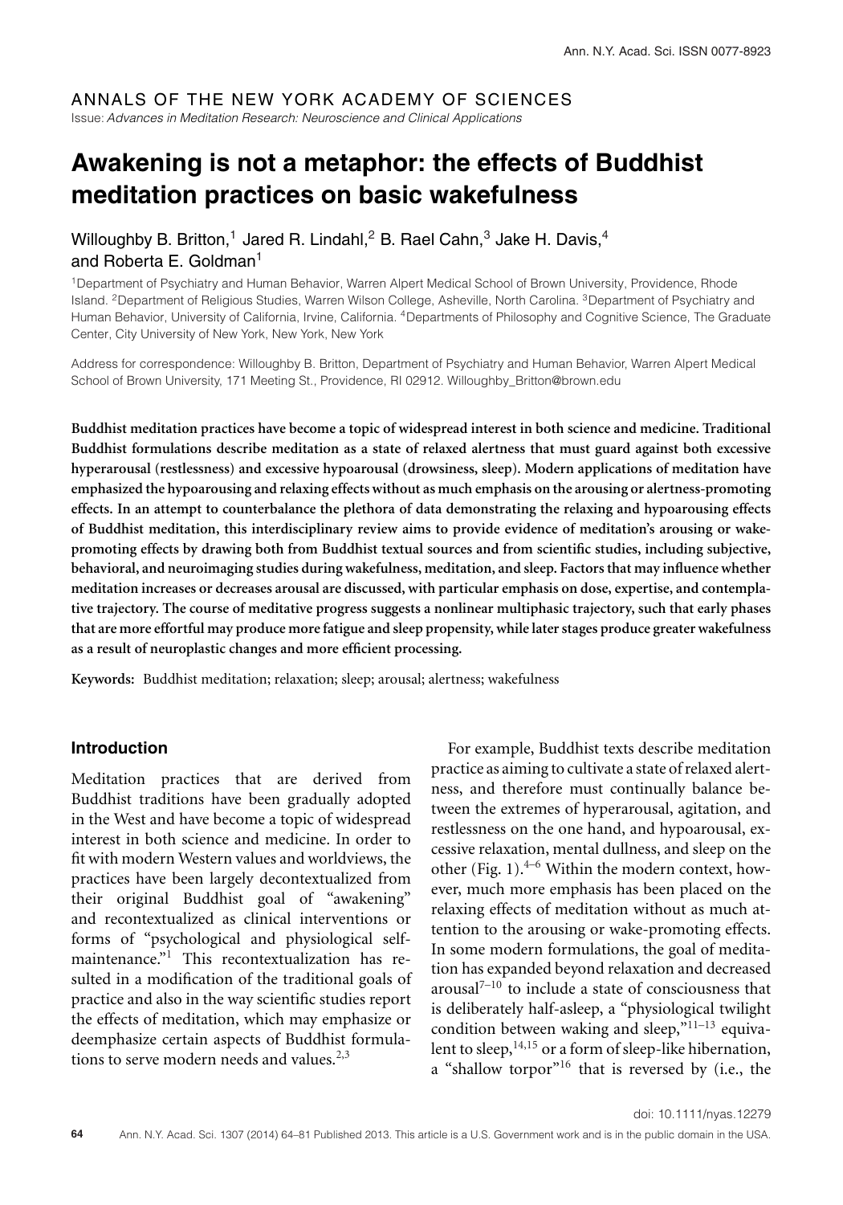ANNALS OF THE NEW YORK ACADEMY OF SCIENCES

*Issue: Advances in Meditation Research: Neuroscience and Clinical Applications*

# Awakening is not a metaphor: the effects of Buddhist meditation practices on basic wakefulness

Willoughby B. Britton,[1] Jared R. Lindahl,[2] B. Rael Cahn,[3] Jake H. Davis,[4] and Roberta E. Goldman[1]

[1]Department of Psychiatry and Human Behavior, Warren Alpert Medical School of Brown University, Providence, Rhode Island. [2]Department of Religious Studies, Warren Wilson College, Asheville, North Carolina. [3]Department of Psychiatry and Human Behavior, University of California, Irvine, California. [4]Departments of Philosophy and Cognitive Science, The Graduate Center, City University of New York, New York, New York

Address for correspondence: Willoughby B. Britton, Department of Psychiatry and Human Behavior, Warren Alpert Medical School of Brown University, 171 Meeting St., Providence, RI 02912. Willoughby_Britton@brown.edu

**Buddhist meditation practices have become a topic of widespread interest in both science and medicine. Traditional Buddhist formulations describe meditation as a state of relaxed alertness that must guard against both excessive hyperarousal (restlessness) and excessive hypoarousal (drowsiness, sleep). Modern applications of meditation have emphasized the hypoarousing and relaxing effects without as much emphasis on the arousing or alertness-promoting effects. In an attempt to counterbalance the plethora of data demonstrating the relaxing and hypoarousing effects of Buddhist meditation, this interdisciplinary review aims to provide evidence of meditation's arousing or wake-promoting effects by drawing both from Buddhist textual sources and from scientific studies, including subjective, behavioral, and neuroimaging studies during wakefulness, meditation, and sleep. Factors that may influence whether meditation increases or decreases arousal are discussed, with particular emphasis on dose, expertise, and contemplative trajectory. The course of meditative progress suggests a nonlinear multiphasic trajectory, such that early phases that are more effortful may produce more fatigue and sleep propensity, while later stages produce greater wakefulness as a result of neuroplastic changes and more efficient processing.**

**Keywords:** Buddhist meditation; relaxation; sleep; arousal; alertness; wakefulness

## Introduction

Meditation practices that are derived from Buddhist traditions have been gradually adopted in the West and have become a topic of widespread interest in both science and medicine. In order to fit with modern Western values and worldviews, the practices have been largely decontextualized from their original Buddhist goal of "awakening" and recontextualized as clinical interventions or forms of "psychological and physiological self-maintenance."[1] This recontextualization has resulted in a modification of the traditional goals of practice and also in the way scientific studies report the effects of meditation, which may emphasize or deemphasize certain aspects of Buddhist formulations to serve modern needs and values.[2,3]

For example, Buddhist texts describe meditation practice as aiming to cultivate a state of relaxed alertness, and therefore must continually balance between the extremes of hyperarousal, agitation, and restlessness on the one hand, and hypoarousal, excessive relaxation, mental dullness, and sleep on the other (Fig. 1).[4–6] Within the modern context, however, much more emphasis has been placed on the relaxing effects of meditation without as much attention to the arousing or wake-promoting effects. In some modern formulations, the goal of meditation has expanded beyond relaxation and decreased arousal[7–10] to include a state of consciousness that is deliberately half-asleep, a "physiological twilight condition between waking and sleep,"[11–13] equivalent to sleep,[14,15] or a form of sleep-like hibernation, a "shallow torpor"[16] that is reversed by (i.e., the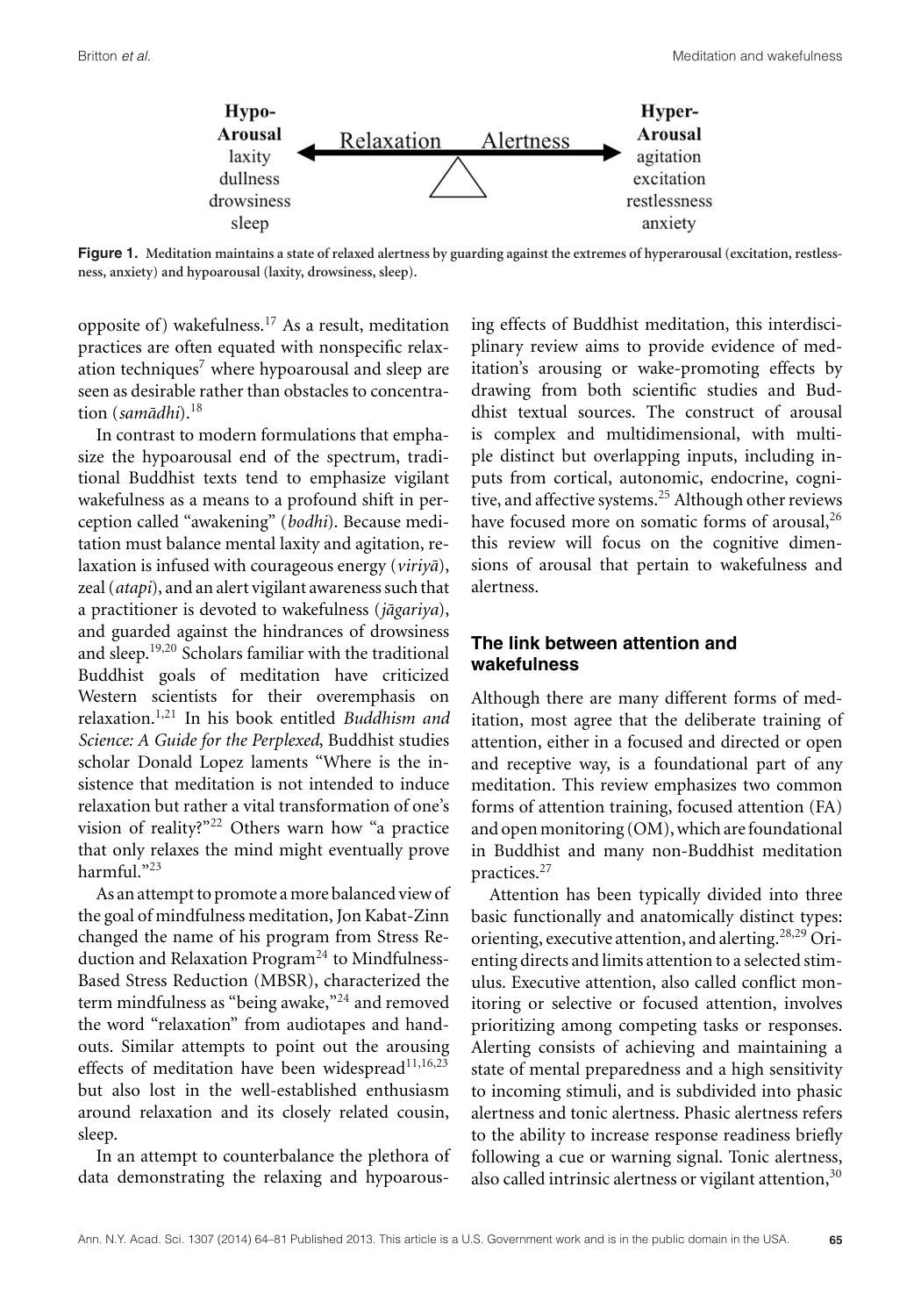**Hypo-Arousal**
laxity
dullness
drowsiness
sleep

Relaxation — Alertness

**Hyper-Arousal**
agitation
excitation
restlessness
anxiety

**Figure 1.** Meditation maintains a state of relaxed alertness by guarding against the extremes of hyperarousal (excitation, restlessness, anxiety) and hypoarousal (laxity, drowsiness, sleep).

opposite of) wakefulness.[17] As a result, meditation practices are often equated with nonspecific relaxation techniques[7] where hypoarousal and sleep are seen as desirable rather than obstacles to concentration (*samādhi*).[18]

In contrast to modern formulations that emphasize the hypoarousal end of the spectrum, traditional Buddhist texts tend to emphasize vigilant wakefulness as a means to a profound shift in perception called "awakening" (*bodhi*). Because meditation must balance mental laxity and agitation, relaxation is infused with courageous energy (*viriyā*), zeal (*atapi*), and an alert vigilant awareness such that a practitioner is devoted to wakefulness (*jāgariya*), and guarded against the hindrances of drowsiness and sleep.[19,20] Scholars familiar with the traditional Buddhist goals of meditation have criticized Western scientists for their overemphasis on relaxation.[1,21] In his book entitled *Buddhism and Science: A Guide for the Perplexed*, Buddhist studies scholar Donald Lopez laments "Where is the insistence that meditation is not intended to induce relaxation but rather a vital transformation of one's vision of reality?"[22] Others warn how "a practice that only relaxes the mind might eventually prove harmful."[23]

As an attempt to promote a more balanced view of the goal of mindfulness meditation, Jon Kabat-Zinn changed the name of his program from Stress Reduction and Relaxation Program[24] to Mindfulness-Based Stress Reduction (MBSR), characterized the term mindfulness as "being awake,"[24] and removed the word "relaxation" from audiotapes and handouts. Similar attempts to point out the arousing effects of meditation have been widespread[11,16,23] but also lost in the well-established enthusiasm around relaxation and its closely related cousin, sleep.

In an attempt to counterbalance the plethora of data demonstrating the relaxing and hypoarousing effects of Buddhist meditation, this interdisciplinary review aims to provide evidence of meditation's arousing or wake-promoting effects by drawing from both scientific studies and Buddhist textual sources. The construct of arousal is complex and multidimensional, with multiple distinct but overlapping inputs, including inputs from cortical, autonomic, endocrine, cognitive, and affective systems.[25] Although other reviews have focused more on somatic forms of arousal,[26] this review will focus on the cognitive dimensions of arousal that pertain to wakefulness and alertness.

## The link between attention and wakefulness

Although there are many different forms of meditation, most agree that the deliberate training of attention, either in a focused and directed or open and receptive way, is a foundational part of any meditation. This review emphasizes two common forms of attention training, focused attention (FA) and open monitoring (OM), which are foundational in Buddhist and many non-Buddhist meditation practices.[27]

Attention has been typically divided into three basic functionally and anatomically distinct types: orienting, executive attention, and alerting.[28,29] Orienting directs and limits attention to a selected stimulus. Executive attention, also called conflict monitoring or selective or focused attention, involves prioritizing among competing tasks or responses. Alerting consists of achieving and maintaining a state of mental preparedness and a high sensitivity to incoming stimuli, and is subdivided into phasic alertness and tonic alertness. Phasic alertness refers to the ability to increase response readiness briefly following a cue or warning signal. Tonic alertness, also called intrinsic alertness or vigilant attention,[30]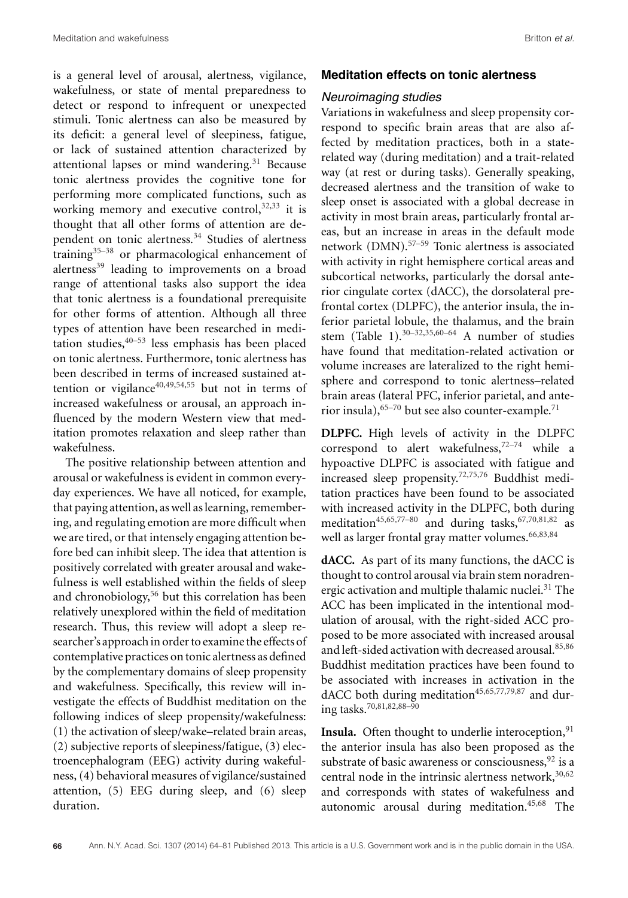is a general level of arousal, alertness, vigilance, wakefulness, or state of mental preparedness to detect or respond to infrequent or unexpected stimuli. Tonic alertness can also be measured by its deficit: a general level of sleepiness, fatigue, or lack of sustained attention characterized by attentional lapses or mind wandering.[31] Because tonic alertness provides the cognitive tone for performing more complicated functions, such as working memory and executive control,[32,33] it is thought that all other forms of attention are dependent on tonic alertness.[34] Studies of alertness training[35–38] or pharmacological enhancement of alertness[39] leading to improvements on a broad range of attentional tasks also support the idea that tonic alertness is a foundational prerequisite for other forms of attention. Although all three types of attention have been researched in meditation studies,[40–53] less emphasis has been placed on tonic alertness. Furthermore, tonic alertness has been described in terms of increased sustained attention or vigilance[40,49,54,55] but not in terms of increased wakefulness or arousal, an approach influenced by the modern Western view that meditation promotes relaxation and sleep rather than wakefulness.

The positive relationship between attention and arousal or wakefulness is evident in common everyday experiences. We have all noticed, for example, that paying attention, as well as learning, remembering, and regulating emotion are more difficult when we are tired, or that intensely engaging attention before bed can inhibit sleep. The idea that attention is positively correlated with greater arousal and wakefulness is well established within the fields of sleep and chronobiology,[56] but this correlation has been relatively unexplored within the field of meditation research. Thus, this review will adopt a sleep researcher's approach in order to examine the effects of contemplative practices on tonic alertness as defined by the complementary domains of sleep propensity and wakefulness. Specifically, this review will investigate the effects of Buddhist meditation on the following indices of sleep propensity/wakefulness: (1) the activation of sleep/wake–related brain areas, (2) subjective reports of sleepiness/fatigue, (3) electroencephalogram (EEG) activity during wakefulness, (4) behavioral measures of vigilance/sustained attention, (5) EEG during sleep, and (6) sleep duration.

## Meditation effects on tonic alertness

### *Neuroimaging studies*

Variations in wakefulness and sleep propensity correspond to specific brain areas that are also affected by meditation practices, both in a state-related way (during meditation) and a trait-related way (at rest or during tasks). Generally speaking, decreased alertness and the transition of wake to sleep onset is associated with a global decrease in activity in most brain areas, particularly frontal areas, but an increase in areas in the default mode network (DMN).[57–59] Tonic alertness is associated with activity in right hemisphere cortical areas and subcortical networks, particularly the dorsal anterior cingulate cortex (dACC), the dorsolateral prefrontal cortex (DLPFC), the anterior insula, the inferior parietal lobule, the thalamus, and the brain stem (Table 1).[30–32,35,60–64] A number of studies have found that meditation-related activation or volume increases are lateralized to the right hemisphere and correspond to tonic alertness–related brain areas (lateral PFC, inferior parietal, and anterior insula),[65–70] but see also counter-example.[71]

**DLPFC.** High levels of activity in the DLPFC correspond to alert wakefulness,[72–74] while a hypoactive DLPFC is associated with fatigue and increased sleep propensity.[72,75,76] Buddhist meditation practices have been found to be associated with increased activity in the DLPFC, both during meditation[45,65,77–80] and during tasks,[67,70,81,82] as well as larger frontal gray matter volumes.[66,83,84]

**dACC.** As part of its many functions, the dACC is thought to control arousal via brain stem noradrenergic activation and multiple thalamic nuclei.[31] The ACC has been implicated in the intentional modulation of arousal, with the right-sided ACC proposed to be more associated with increased arousal and left-sided activation with decreased arousal.[85,86] Buddhist meditation practices have been found to be associated with increases in activation in the dACC both during meditation[45,65,77,79,87] and during tasks.[70,81,82,88–90]

**Insula.** Often thought to underlie interoception,[91] the anterior insula has also been proposed as the substrate of basic awareness or consciousness,[92] is a central node in the intrinsic alertness network,[30,62] and corresponds with states of wakefulness and autonomic arousal during meditation.[45,68] The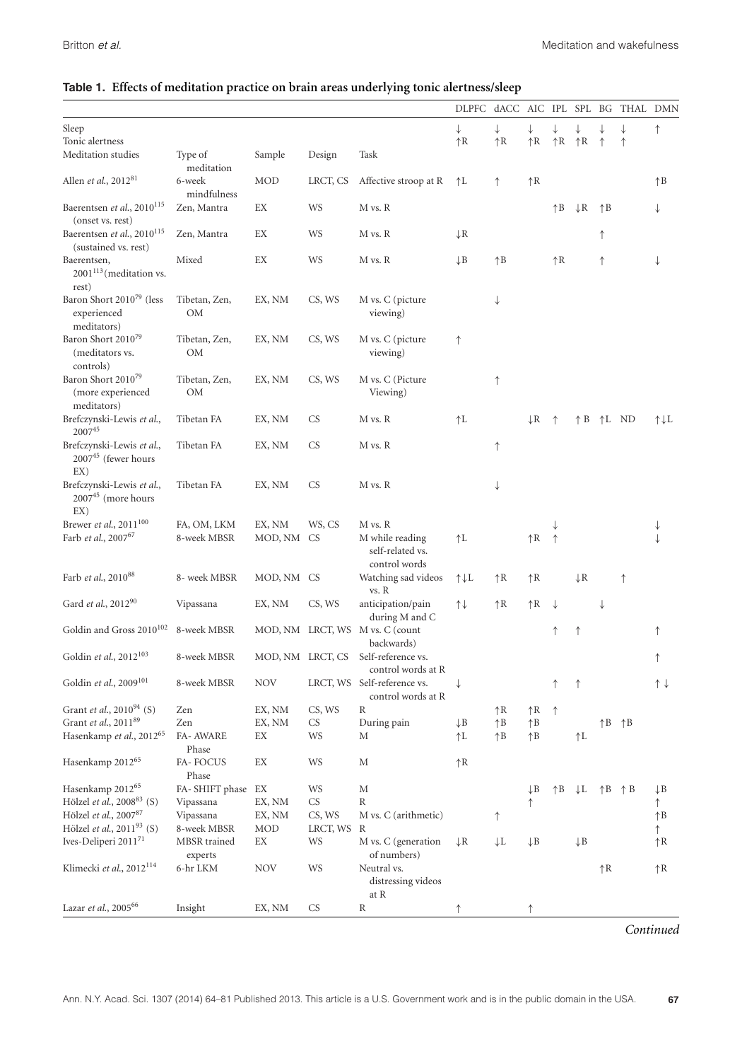**Table 1. Effects of meditation practice on brain areas underlying tonic alertness/sleep**

| | | | | | DLPFC | dACC | AIC | IPL | SPL | BG | THAL | DMN |
|---|---|---|---|---|---|---|---|---|---|---|---|---|
| Sleep | | | | | ↓ | ↓ | ↓ | ↓ | ↓ | ↓ | ↓ | ↑ |
| Tonic alertness | | | | | ↑R | ↑R | ↑R | ↑R | ↑R | ↑ | ↑ | |
| Meditation studies | Type of meditation | Sample | Design | Task | | | | | | | | |
| Allen *et al.*, 2012[81] | 6-week mindfulness | MOD | LRCT, CS | Affective stroop at R | ↑L | ↑ | ↑R | | | | | ↑B |
| Baerentsen *et al.*, 2010[115] (onset vs. rest) | Zen, Mantra | EX | WS | M vs. R | | | | ↑B | ↓R | ↑B | | ↓ |
| Baerentsen *et al.*, 2010[115] (sustained vs. rest) | Zen, Mantra | EX | WS | M vs. R | ↓R | | | | | ↑ | | |
| Baerentsen, 2001[113] (meditation vs. rest) | Mixed | EX | WS | M vs. R | ↓B | ↑B | | ↑R | | ↑ | | ↓ |
| Baron Short 2010[79] (less experienced meditators) | Tibetan, Zen, OM | EX, NM | CS, WS | M vs. C (picture viewing) | | ↓ | | | | | | |
| Baron Short 2010[79] (meditators vs. controls) | Tibetan, Zen, OM | EX, NM | CS, WS | M vs. C (picture viewing) | ↑ | | | | | | | |
| Baron Short 2010[79] (more experienced meditators) | Tibetan, Zen, OM | EX, NM | CS, WS | M vs. C (Picture Viewing) | | ↑ | | | | | | |
| Brefczynski-Lewis *et al.*, 2007[45] | Tibetan FA | EX, NM | CS | M vs. R | ↑L | | ↓R | ↑ | ↑ B | ↑L | ND | ↑↓L |
| Brefczynski-Lewis *et al.*, 2007[45] (fewer hours EX) | Tibetan FA | EX, NM | CS | M vs. R | | ↑ | | | | | | |
| Brefczynski-Lewis *et al.*, 2007[45] (more hours EX) | Tibetan FA | EX, NM | CS | M vs. R | | ↓ | | | | | | |
| Brewer *et al.*, 2011[100] | FA, OM, LKM | EX, NM | WS, CS | M vs. R | | | | ↓ | | | | ↓ |
| Farb *et al.*, 2007[67] | 8-week MBSR | MOD, NM | CS | M while reading self-related vs. control words | ↑L | | ↑R | ↑ | | | | ↓ |
| Farb *et al.*, 2010[88] | 8- week MBSR | MOD, NM | CS | Watching sad videos vs. R | ↑↓L | ↑R | ↑R | | ↓R | ↑ | | |
| Gard *et al.*, 2012[90] | Vipassana | EX, NM | CS, WS | anticipation/pain during M and C | ↑↓ | ↑R | ↑R | ↓ | ↓ | | | |
| Goldin and Gross 2010[102] | 8-week MBSR | MOD, NM | LRCT, WS | M vs. C (count backwards) | | | | ↑ | ↑ | | | ↑ |
| Goldin, *et al.*, 2012[103] | 8-week MBSR | MOD, NM | LRCT, CS | Self-reference vs. control words at R | | | | | | | | ↑ |
| Goldin *et al.*, 2009[101] | 8-week MBSR | NOV | LRCT, WS | Self-reference vs. control words at R | ↓ | | | ↑ | ↑ | | | ↑ ↓ |
| Grant *et al.*, 2010[94] (S) | Zen | EX, NM | CS, WS | R | | ↑R | ↑R | ↑ | | | | |
| Grant *et al.*, 2011[89] | Zen | EX, NM | CS | During pain | ↓B | ↑B | ↑B | | | ↑B | ↑B | |
| Hasenkamp *et al.*, 2012[65] | FA- AWARE Phase | EX | WS | M | ↑L | ↑B | ↑B | | ↑L | | | |
| Hasenkamp 2012[65] | FA- FOCUS Phase | EX | WS | M | ↑R | | | | | | | |
| Hasenkamp 2012[65] | FA- SHIFT phase | EX | WS | M | | | ↓B | ↑B | ↓L | ↑B | ↑ B | ↓B |
| Hölzel *et al.*, 2008[83] (S) | Vipassana | EX, NM | CS | R | | | ↑ | | | | | ↑ |
| Hölzel *et al.*, 2007[87] | Vipassana | EX, NM | CS, WS | M vs. C (arithmetic) | | ↑ | | | | | | ↑B |
| Hölzel *et al.*, 2011[93] (S) | 8-week MBSR | MOD | LRCT, WS | R | | | | | | | | ↑ |
| Ives-Deliperi 2011[71] | MBSR trained experts | EX | WS | M vs. C (generation of numbers) | ↓R | ↓L | ↓B | | ↓B | | | ↑R |
| Klimecki *et al.*, 2012[114] | 6-hr LKM | NOV | WS | Neutral vs. distressing videos at R | | | | | | ↑R | | ↑R |
| Lazar *et al.*, 2005[66] | Insight | EX, NM | CS | R | ↑ | | ↑ | | | | | |

*Continued*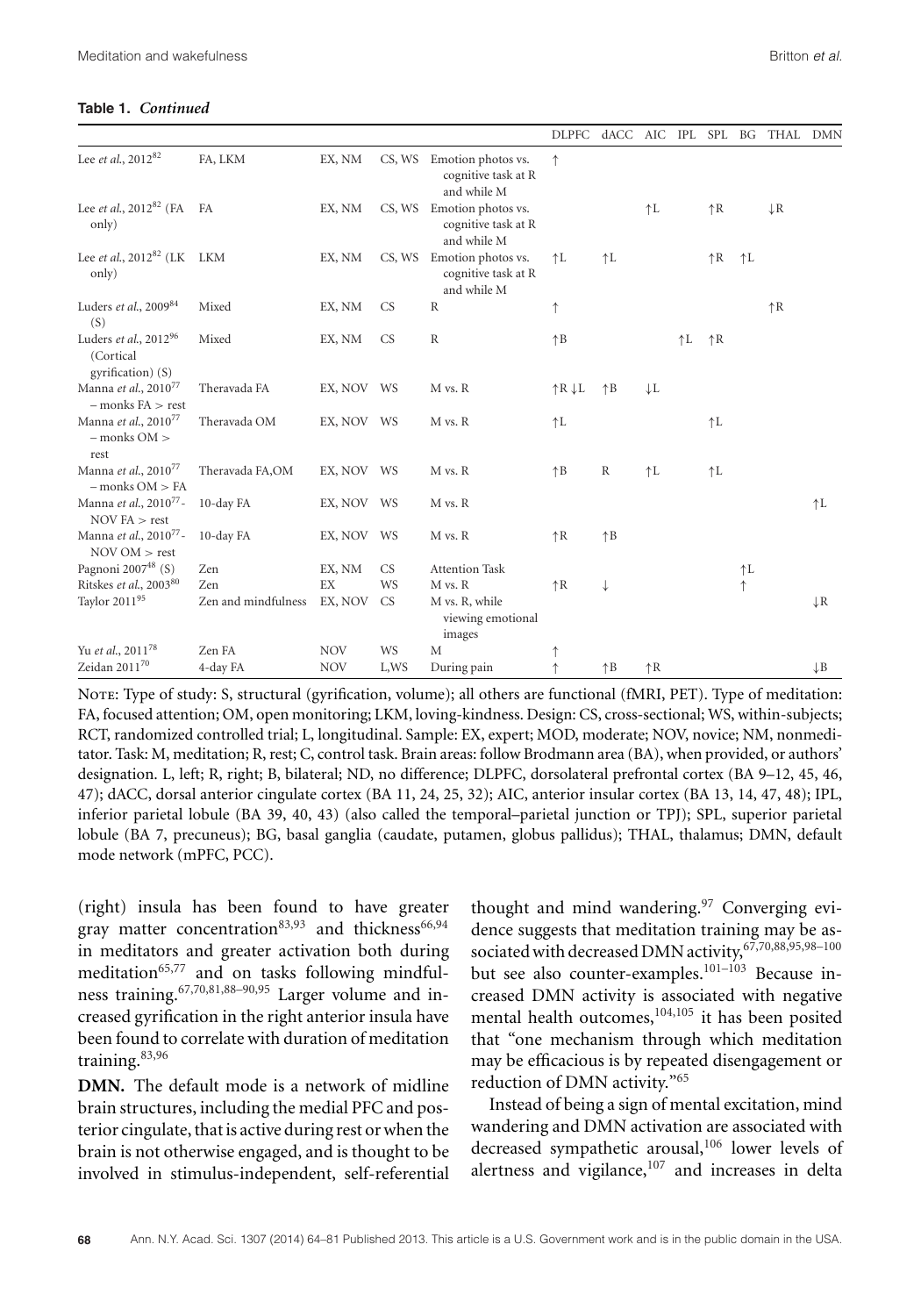**Table 1.** *Continued*

| | | | | | DLPFC | dACC | AIC | IPL | SPL | BG | THAL | DMN |
|---|---|---|---|---|---|---|---|---|---|---|---|---|
| Lee *et al.*, 2012[82] | FA, LKM | EX, NM | CS, WS | Emotion photos vs. cognitive task at R and while M | ↑ | | | | | | | |
| Lee *et al.*, 2012[82] (FA only) | FA | EX, NM | CS, WS | Emotion photos vs. cognitive task at R and while M | | | ↑L | | ↑R | | ↓R | |
| Lee *et al.*, 2012[82] (LK only) | LKM | EX, NM | CS, WS | Emotion photos vs. cognitive task at R and while M | ↑L | ↑L | | | ↑R | ↑L | | |
| Luders *et al.*, 2009[84] (S) | Mixed | EX, NM | CS | R | ↑ | | | | | | ↑R | |
| Luders *et al.*, 2012[96] (Cortical gyrification) (S) | Mixed | EX, NM | CS | R | ↑B | | | ↑L | ↑R | | | |
| Manna *et al.*, 2010[77] – monks FA > rest | Theravada FA | EX, NOV | WS | M vs. R | ↑R ↓L | ↑B | ↓L | | | | | |
| Manna *et al.*, 2010[77] – monks OM > rest | Theravada OM | EX, NOV | WS | M vs. R | ↑L | | | | ↑L | | | |
| Manna *et al.*, 2010[77] – monks OM > FA | Theravada FA,OM | EX, NOV | WS | M vs. R | ↑B | R | ↑L | | ↑L | | | |
| Manna *et al.*, 2010[77]- NOV FA > rest | 10-day FA | EX, NOV | WS | M vs. R | | | | | | | | ↑L |
| Manna *et al.*, 2010[77]- NOV OM > rest | 10-day FA | EX, NOV | WS | M vs. R | ↑R | ↑B | | | | | | |
| Pagnoni 2007[48] (S) | Zen | EX, NM | CS | Attention Task | | | | | | ↑L | | |
| Ritskes *et al.*, 2003[80] | Zen | EX | WS | M vs. R | ↑R | ↓ | | | | ↑ | | |
| Taylor 2011[95] | Zen and mindfulness | EX, NOV | CS | M vs. R, while viewing emotional images | | | | | | | | ↓R |
| Yu *et al.*, 2011[78] | Zen FA | NOV | WS | M | ↑ | | | | | | | |
| Zeidan 2011[70] | 4-day FA | NOV | L,WS | During pain | ↑ | ↑B | ↑R | | | | | ↓B |

NOTE: Type of study: S, structural (gyrification, volume); all others are functional (fMRI, PET). Type of meditation: FA, focused attention; OM, open monitoring; LKM, loving-kindness. Design: CS, cross-sectional; WS, within-subjects; RCT, randomized controlled trial; L, longitudinal. Sample: EX, expert; MOD, moderate; NOV, novice; NM, nonmeditator. Task: M, meditation; R, rest; C, control task. Brain areas: follow Brodmann area (BA), when provided, or authors' designation. L, left; R, right; B, bilateral; ND, no difference; DLPFC, dorsolateral prefrontal cortex (BA 9–12, 45, 46, 47); dACC, dorsal anterior cingulate cortex (BA 11, 24, 25, 32); AIC, anterior insular cortex (BA 13, 14, 47, 48); IPL, inferior parietal lobule (BA 39, 40, 43) (also called the temporal–parietal junction or TPJ); SPL, superior parietal lobule (BA 7, precuneus); BG, basal ganglia (caudate, putamen, globus pallidus); THAL, thalamus; DMN, default mode network (mPFC, PCC).

(right) insula has been found to have greater gray matter concentration[83,93] and thickness[66,94] in meditators and greater activation both during meditation[65,77] and on tasks following mindfulness training.[67,70,81,88–90,95] Larger volume and increased gyrification in the right anterior insula have been found to correlate with duration of meditation training.[83,96]

**DMN.** The default mode is a network of midline brain structures, including the medial PFC and posterior cingulate, that is active during rest or when the brain is not otherwise engaged, and is thought to be involved in stimulus-independent, self-referential thought and mind wandering.[97] Converging evidence suggests that meditation training may be associated with decreased DMN activity,[67,70,88,95,98–100] but see also counter-examples.[101–103] Because increased DMN activity is associated with negative mental health outcomes,[104,105] it has been posited that "one mechanism through which meditation may be efficacious is by repeated disengagement or reduction of DMN activity."[65]

Instead of being a sign of mental excitation, mind wandering and DMN activation are associated with decreased sympathetic arousal,[106] lower levels of alertness and vigilance,[107] and increases in delta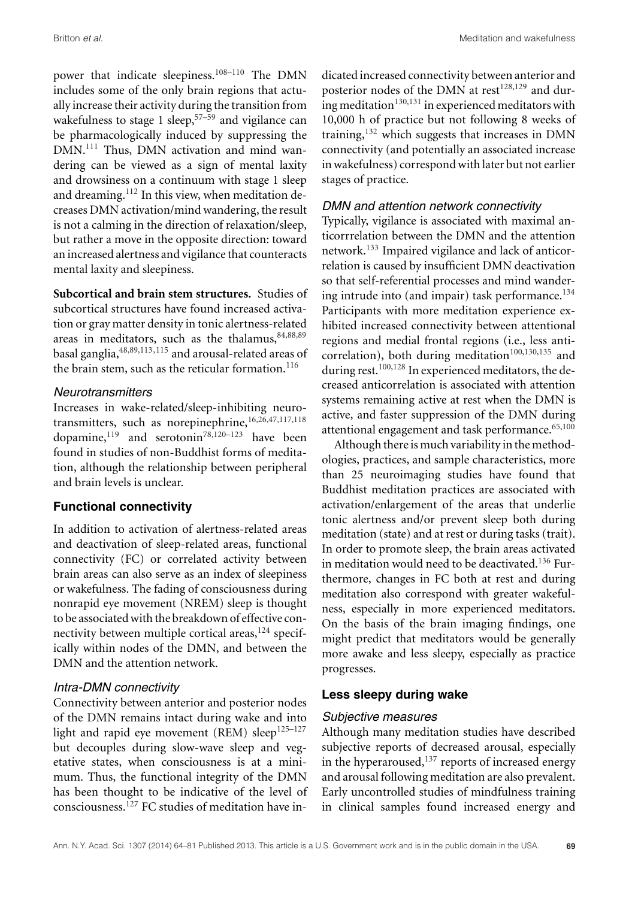power that indicate sleepiness.[108–110] The DMN includes some of the only brain regions that actually increase their activity during the transition from wakefulness to stage 1 sleep,[57–59] and vigilance can be pharmacologically induced by suppressing the DMN.[111] Thus, DMN activation and mind wandering can be viewed as a sign of mental laxity and drowsiness on a continuum with stage 1 sleep and dreaming.[112] In this view, when meditation decreases DMN activation/mind wandering, the result is not a calming in the direction of relaxation/sleep, but rather a move in the opposite direction: toward an increased alertness and vigilance that counteracts mental laxity and sleepiness.

**Subcortical and brain stem structures.** Studies of subcortical structures have found increased activation or gray matter density in tonic alertness-related areas in meditators, such as the thalamus,[84,88,89] basal ganglia,[48,89,113,115] and arousal-related areas of the brain stem, such as the reticular formation.[116]

### *Neurotransmitters*

Increases in wake-related/sleep-inhibiting neurotransmitters, such as norepinephrine,[16,26,47,117,118] dopamine,[119] and serotonin[78,120–123] have been found in studies of non-Buddhist forms of meditation, although the relationship between peripheral and brain levels is unclear.

## Functional connectivity

In addition to activation of alertness-related areas and deactivation of sleep-related areas, functional connectivity (FC) or correlated activity between brain areas can also serve as an index of sleepiness or wakefulness. The fading of consciousness during nonrapid eye movement (NREM) sleep is thought to be associated with the breakdown of effective connectivity between multiple cortical areas,[124] specifically within nodes of the DMN, and between the DMN and the attention network.

### *Intra-DMN connectivity*

Connectivity between anterior and posterior nodes of the DMN remains intact during wake and into light and rapid eye movement (REM) sleep[125–127] but decouples during slow-wave sleep and vegetative states, when consciousness is at a minimum. Thus, the functional integrity of the DMN has been thought to be indicative of the level of consciousness.[127] FC studies of meditation have indicated increased connectivity between anterior and posterior nodes of the DMN at rest[128,129] and during meditation[130,131] in experienced meditators with 10,000 h of practice but not following 8 weeks of training,[132] which suggests that increases in DMN connectivity (and potentially an associated increase in wakefulness) correspond with later but not earlier stages of practice.

### *DMN and attention network connectivity*

Typically, vigilance is associated with maximal anticorrrelation between the DMN and the attention network.[133] Impaired vigilance and lack of anticorrelation is caused by insufficient DMN deactivation so that self-referential processes and mind wandering intrude into (and impair) task performance.[134] Participants with more meditation experience exhibited increased connectivity between attentional regions and medial frontal regions (i.e., less anticorrelation), both during meditation[100,130,135] and during rest.[100,128] In experienced meditators, the decreased anticorrelation is associated with attention systems remaining active at rest when the DMN is active, and faster suppression of the DMN during attentional engagement and task performance.[65,100]

Although there is much variability in the methodologies, practices, and sample characteristics, more than 25 neuroimaging studies have found that Buddhist meditation practices are associated with activation/enlargement of the areas that underlie tonic alertness and/or prevent sleep both during meditation (state) and at rest or during tasks (trait). In order to promote sleep, the brain areas activated in meditation would need to be deactivated.[136] Furthermore, changes in FC both at rest and during meditation also correspond with greater wakefulness, especially in more experienced meditators. On the basis of the brain imaging findings, one might predict that meditators would be generally more awake and less sleepy, especially as practice progresses.

## Less sleepy during wake

### *Subjective measures*

Although many meditation studies have described subjective reports of decreased arousal, especially in the hyperaroused,[137] reports of increased energy and arousal following meditation are also prevalent. Early uncontrolled studies of mindfulness training in clinical samples found increased energy and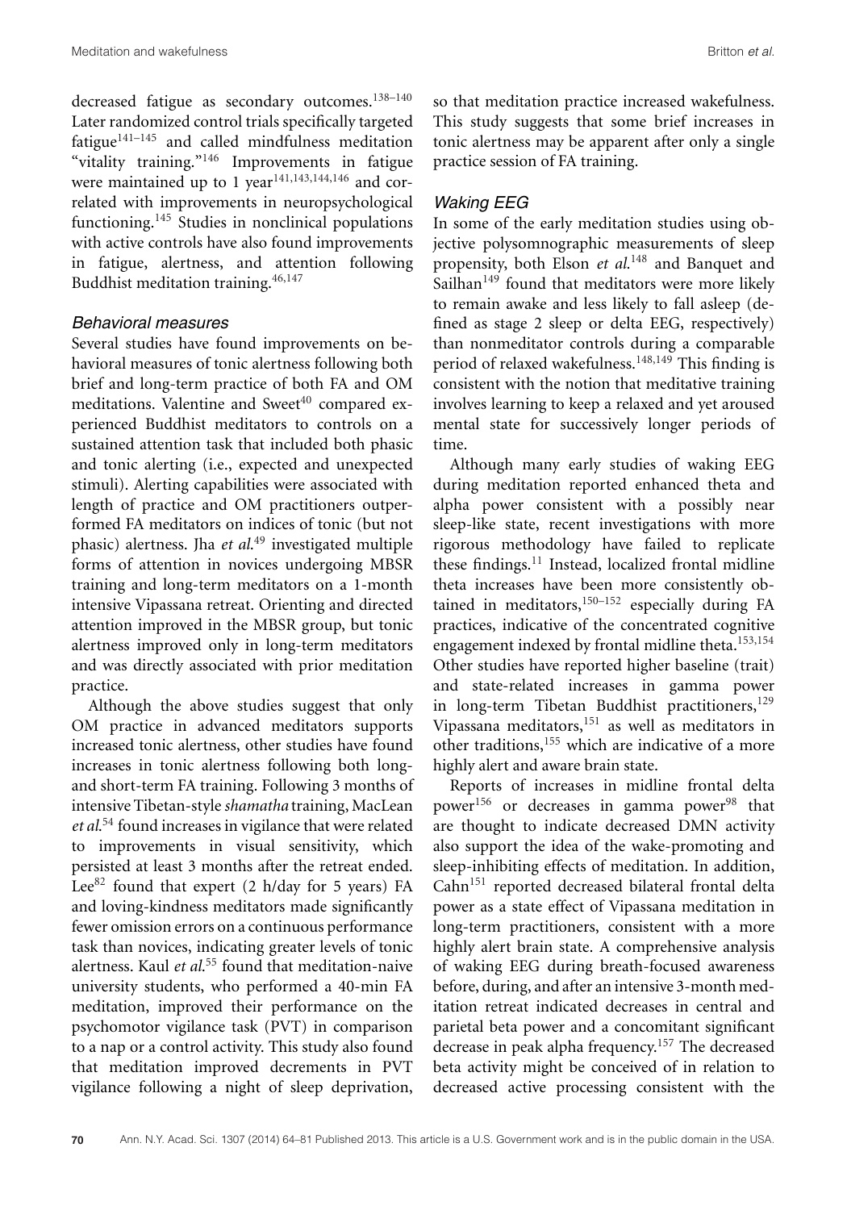decreased fatigue as secondary outcomes.[138–140] Later randomized control trials specifically targeted fatigue[141–145] and called mindfulness meditation "vitality training."[146] Improvements in fatigue were maintained up to 1 year[141,143,144,146] and correlated with improvements in neuropsychological functioning.[145] Studies in nonclinical populations with active controls have also found improvements in fatigue, alertness, and attention following Buddhist meditation training.[46,147]

### *Behavioral measures*

Several studies have found improvements on behavioral measures of tonic alertness following both brief and long-term practice of both FA and OM meditations. Valentine and Sweet[40] compared experienced Buddhist meditators to controls on a sustained attention task that included both phasic and tonic alerting (i.e., expected and unexpected stimuli). Alerting capabilities were associated with length of practice and OM practitioners outperformed FA meditators on indices of tonic (but not phasic) alertness. Jha *et al.*[49] investigated multiple forms of attention in novices undergoing MBSR training and long-term meditators on a 1-month intensive Vipassana retreat. Orienting and directed attention improved in the MBSR group, but tonic alertness improved only in long-term meditators and was directly associated with prior meditation practice.

Although the above studies suggest that only OM practice in advanced meditators supports increased tonic alertness, other studies have found increases in tonic alertness following both long- and short-term FA training. Following 3 months of intensive Tibetan-style *shamatha* training, MacLean *et al.*[54] found increases in vigilance that were related to improvements in visual sensitivity, which persisted at least 3 months after the retreat ended. Lee[82] found that expert (2 h/day for 5 years) FA and loving-kindness meditators made significantly fewer omission errors on a continuous performance task than novices, indicating greater levels of tonic alertness. Kaul *et al.*[55] found that meditation-naive university students, who performed a 40-min FA meditation, improved their performance on the psychomotor vigilance task (PVT) in comparison to a nap or a control activity. This study also found that meditation improved decrements in PVT vigilance following a night of sleep deprivation, so that meditation practice increased wakefulness. This study suggests that some brief increases in tonic alertness may be apparent after only a single practice session of FA training.

### *Waking EEG*

In some of the early meditation studies using objective polysomnographic measurements of sleep propensity, both Elson *et al.*[148] and Banquet and Sailhan[149] found that meditators were more likely to remain awake and less likely to fall asleep (defined as stage 2 sleep or delta EEG, respectively) than nonmeditator controls during a comparable period of relaxed wakefulness.[148,149] This finding is consistent with the notion that meditative training involves learning to keep a relaxed and yet aroused mental state for successively longer periods of time.

Although many early studies of waking EEG during meditation reported enhanced theta and alpha power consistent with a possibly near sleep-like state, recent investigations with more rigorous methodology have failed to replicate these findings.[11] Instead, localized frontal midline theta increases have been more consistently obtained in meditators,[150–152] especially during FA practices, indicative of the concentrated cognitive engagement indexed by frontal midline theta.[153,154] Other studies have reported higher baseline (trait) and state-related increases in gamma power in long-term Tibetan Buddhist practitioners,[129] Vipassana meditators,[151] as well as meditators in other traditions,[155] which are indicative of a more highly alert and aware brain state.

Reports of increases in midline frontal delta power[156] or decreases in gamma power[98] that are thought to indicate decreased DMN activity also support the idea of the wake-promoting and sleep-inhibiting effects of meditation. In addition, Cahn[151] reported decreased bilateral frontal delta power as a state effect of Vipassana meditation in long-term practitioners, consistent with a more highly alert brain state. A comprehensive analysis of waking EEG during breath-focused awareness before, during, and after an intensive 3-month meditation retreat indicated decreases in central and parietal beta power and a concomitant significant decrease in peak alpha frequency.[157] The decreased beta activity might be conceived of in relation to decreased active processing consistent with the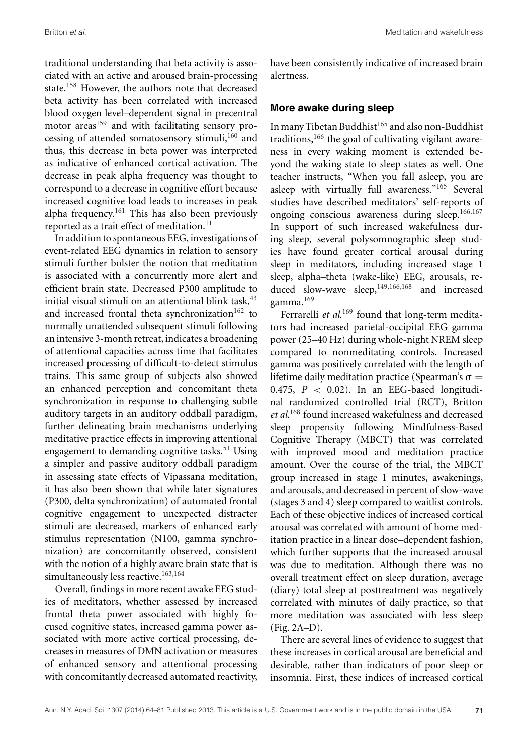traditional understanding that beta activity is associated with an active and aroused brain-processing state.[158] However, the authors note that decreased beta activity has been correlated with increased blood oxygen level–dependent signal in precentral motor areas[159] and with facilitating sensory processing of attended somatosensory stimuli,[160] and thus, this decrease in beta power was interpreted as indicative of enhanced cortical activation. The decrease in peak alpha frequency was thought to correspond to a decrease in cognitive effort because increased cognitive load leads to increases in peak alpha frequency.[161] This has also been previously reported as a trait effect of meditation.[11]

In addition to spontaneous EEG, investigations of event-related EEG dynamics in relation to sensory stimuli further bolster the notion that meditation is associated with a concurrently more alert and efficient brain state. Decreased P300 amplitude to initial visual stimuli on an attentional blink task,[43] and increased frontal theta synchronization[162] to normally unattended subsequent stimuli following an intensive 3-month retreat, indicates a broadening of attentional capacities across time that facilitates increased processing of difficult-to-detect stimulus trains. This same group of subjects also showed an enhanced perception and concomitant theta synchronization in response to challenging subtle auditory targets in an auditory oddball paradigm, further delineating brain mechanisms underlying meditative practice effects in improving attentional engagement to demanding cognitive tasks.[51] Using a simpler and passive auditory oddball paradigm in assessing state effects of Vipassana meditation, it has also been shown that while later signatures (P300, delta synchronization) of automated frontal cognitive engagement to unexpected distracter stimuli are decreased, markers of enhanced early stimulus representation (N100, gamma synchronization) are concomitantly observed, consistent with the notion of a highly aware brain state that is simultaneously less reactive.[163,164]

Overall, findings in more recent awake EEG studies of meditators, whether assessed by increased frontal theta power associated with highly focused cognitive states, increased gamma power associated with more active cortical processing, decreases in measures of DMN activation or measures of enhanced sensory and attentional processing with concomitantly decreased automated reactivity, have been consistently indicative of increased brain alertness.

### More awake during sleep

In many Tibetan Buddhist[165] and also non-Buddhist traditions,[166] the goal of cultivating vigilant awareness in every waking moment is extended beyond the waking state to sleep states as well. One teacher instructs, "When you fall asleep, you are asleep with virtually full awareness."[165] Several studies have described meditators' self-reports of ongoing conscious awareness during sleep.[166,167] In support of such increased wakefulness during sleep, several polysomnographic sleep studies have found greater cortical arousal during sleep in meditators, including increased stage 1 sleep, alpha–theta (wake-like) EEG, arousals, reduced slow-wave sleep,[149,166,168] and increased gamma.[169]

Ferrarelli *et al.*[169] found that long-term meditators had increased parietal-occipital EEG gamma power (25–40 Hz) during whole-night NREM sleep compared to nonmeditating controls. Increased gamma was positively correlated with the length of lifetime daily meditation practice (Spearman's $\sigma = 0.475$, $P < 0.02$). In an EEG-based longitudinal randomized controlled trial (RCT), Britton *et al.*[168] found increased wakefulness and decreased sleep propensity following Mindfulness-Based Cognitive Therapy (MBCT) that was correlated with improved mood and meditation practice amount. Over the course of the trial, the MBCT group increased in stage 1 minutes, awakenings, and arousals, and decreased in percent of slow-wave (stages 3 and 4) sleep compared to waitlist controls. Each of these objective indices of increased cortical arousal was correlated with amount of home meditation practice in a linear dose–dependent fashion, which further supports that the increased arousal was due to meditation. Although there was no overall treatment effect on sleep duration, average (diary) total sleep at posttreatment was negatively correlated with minutes of daily practice, so that more meditation was associated with less sleep (Fig. 2A–D).

There are several lines of evidence to suggest that these increases in cortical arousal are beneficial and desirable, rather than indicators of poor sleep or insomnia. First, these indices of increased cortical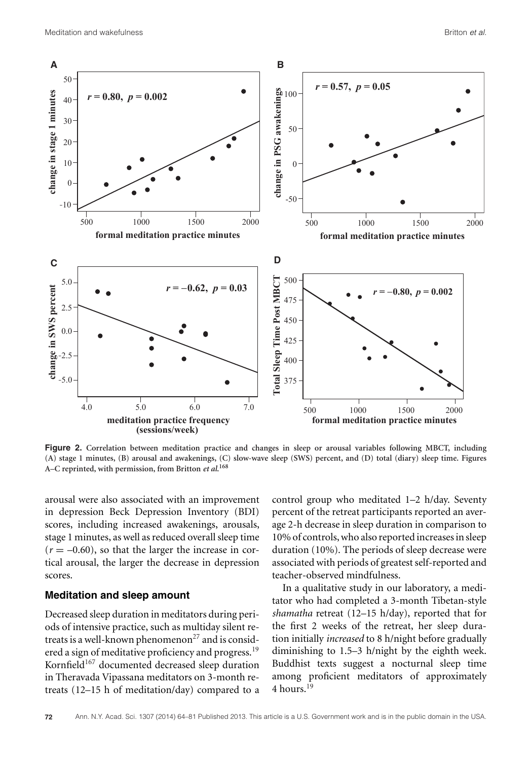**Figure 2.** Correlation between meditation practice and changes in sleep or arousal variables following MBCT, including (A) stage 1 minutes, (B) arousal and awakenings, (C) slow-wave sleep (SWS) percent, and (D) total (diary) sleep time. Figures A–C reprinted, with permission, from Britton *et al.*[168]

arousal were also associated with an improvement in depression Beck Depression Inventory (BDI) scores, including increased awakenings, arousals, stage 1 minutes, as well as reduced overall sleep time ($r = -0.60$), so that the larger the increase in cortical arousal, the larger the decrease in depression scores.

## Meditation and sleep amount

Decreased sleep duration in meditators during periods of intensive practice, such as multiday silent retreats is a well-known phenomenon[27] and is considered a sign of meditative proficiency and progress.[19] Kornfield[167] documented decreased sleep duration in Theravada Vipassana meditators on 3-month retreats (12–15 h of meditation/day) compared to a control group who meditated 1–2 h/day. Seventy percent of the retreat participants reported an average 2-h decrease in sleep duration in comparison to 10% of controls, who also reported increases in sleep duration (10%). The periods of sleep decrease were associated with periods of greatest self-reported and teacher-observed mindfulness.

In a qualitative study in our laboratory, a meditator who had completed a 3-month Tibetan-style *shamatha* retreat (12–15 h/day), reported that for the first 2 weeks of the retreat, her sleep duration initially *increased* to 8 h/night before gradually diminishing to 1.5–3 h/night by the eighth week. Buddhist texts suggest a nocturnal sleep time among proficient meditators of approximately 4 hours.[19]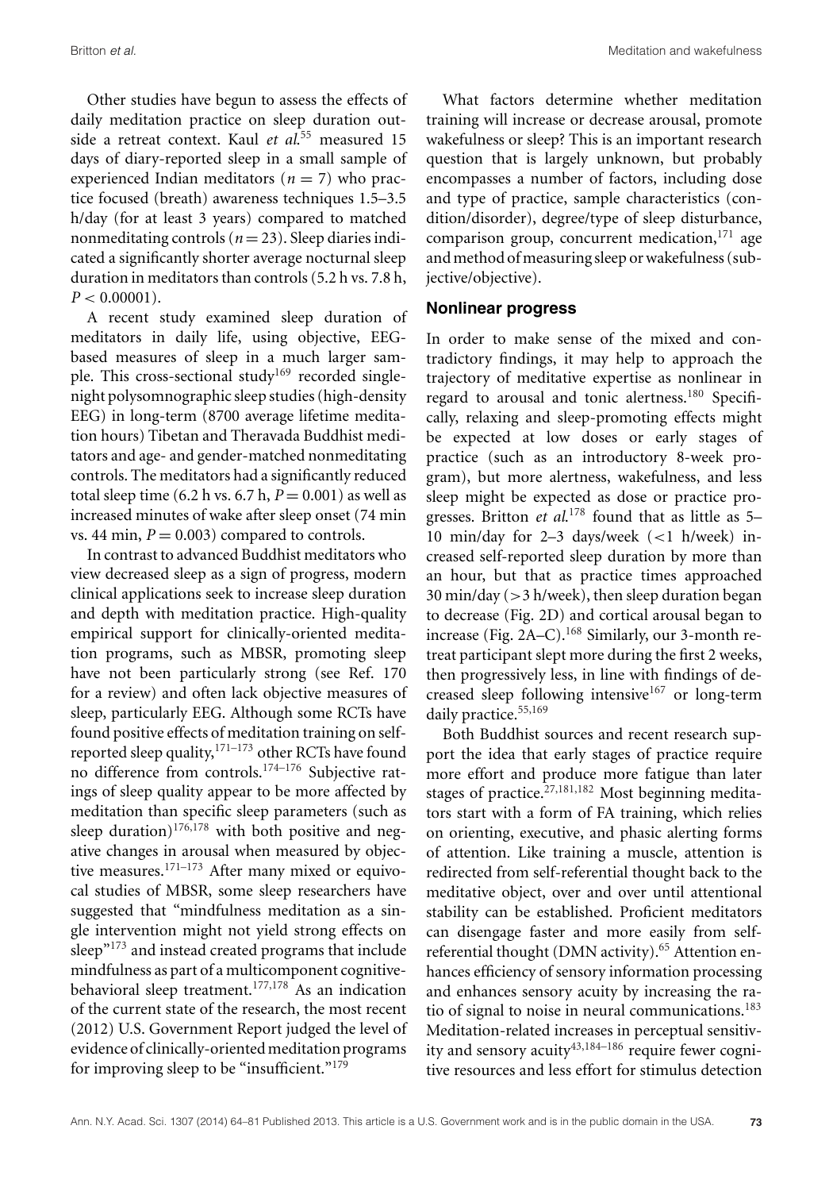Other studies have begun to assess the effects of daily meditation practice on sleep duration outside a retreat context. Kaul *et al.*[55] measured 15 days of diary-reported sleep in a small sample of experienced Indian meditators ($n = 7$) who practice focused (breath) awareness techniques 1.5–3.5 h/day (for at least 3 years) compared to matched nonmeditating controls ($n = 23$). Sleep diaries indicated a significantly shorter average nocturnal sleep duration in meditators than controls (5.2 h vs. 7.8 h, $P < 0.00001$).

A recent study examined sleep duration of meditators in daily life, using objective, EEG-based measures of sleep in a much larger sample. This cross-sectional study[169] recorded single-night polysomnographic sleep studies (high-density EEG) in long-term (8700 average lifetime meditation hours) Tibetan and Theravada Buddhist meditators and age- and gender-matched nonmeditating controls. The meditators had a significantly reduced total sleep time (6.2 h vs. 6.7 h, $P = 0.001$) as well as increased minutes of wake after sleep onset (74 min vs. 44 min, $P = 0.003$) compared to controls.

In contrast to advanced Buddhist meditators who view decreased sleep as a sign of progress, modern clinical applications seek to increase sleep duration and depth with meditation practice. High-quality empirical support for clinically-oriented meditation programs, such as MBSR, promoting sleep have not been particularly strong (see Ref. 170 for a review) and often lack objective measures of sleep, particularly EEG. Although some RCTs have found positive effects of meditation training on self-reported sleep quality,[171–173] other RCTs have found no difference from controls.[174–176] Subjective ratings of sleep quality appear to be more affected by meditation than specific sleep parameters (such as sleep duration)[176,178] with both positive and negative changes in arousal when measured by objective measures.[171–173] After many mixed or equivocal studies of MBSR, some sleep researchers have suggested that "mindfulness meditation as a single intervention might not yield strong effects on sleep"[173] and instead created programs that include mindfulness as part of a multicomponent cognitive-behavioral sleep treatment.[177,178] As an indication of the current state of the research, the most recent (2012) U.S. Government Report judged the level of evidence of clinically-oriented meditation programs for improving sleep to be "insufficient."[179]

What factors determine whether meditation training will increase or decrease arousal, promote wakefulness or sleep? This is an important research question that is largely unknown, but probably encompasses a number of factors, including dose and type of practice, sample characteristics (condition/disorder), degree/type of sleep disturbance, comparison group, concurrent medication,[171] age and method of measuring sleep or wakefulness (subjective/objective).

### Nonlinear progress

In order to make sense of the mixed and contradictory findings, it may help to approach the trajectory of meditative expertise as nonlinear in regard to arousal and tonic alertness.[180] Specifically, relaxing and sleep-promoting effects might be expected at low doses or early stages of practice (such as an introductory 8-week program), but more alertness, wakefulness, and less sleep might be expected as dose or practice progresses. Britton *et al.*[178] found that as little as 5–10 min/day for 2–3 days/week (<1 h/week) increased self-reported sleep duration by more than an hour, but that as practice times approached 30 min/day (>3 h/week), then sleep duration began to decrease (Fig. 2D) and cortical arousal began to increase (Fig. 2A–C).[168] Similarly, our 3-month retreat participant slept more during the first 2 weeks, then progressively less, in line with findings of decreased sleep following intensive[167] or long-term daily practice.[55,169]

Both Buddhist sources and recent research support the idea that early stages of practice require more effort and produce more fatigue than later stages of practice.[27,181,182] Most beginning meditators start with a form of FA training, which relies on orienting, executive, and phasic alerting forms of attention. Like training a muscle, attention is redirected from self-referential thought back to the meditative object, over and over until attentional stability can be established. Proficient meditators can disengage faster and more easily from self-referential thought (DMN activity).[65] Attention enhances efficiency of sensory information processing and enhances sensory acuity by increasing the ratio of signal to noise in neural communications.[183] Meditation-related increases in perceptual sensitivity and sensory acuity[43,184–186] require fewer cognitive resources and less effort for stimulus detection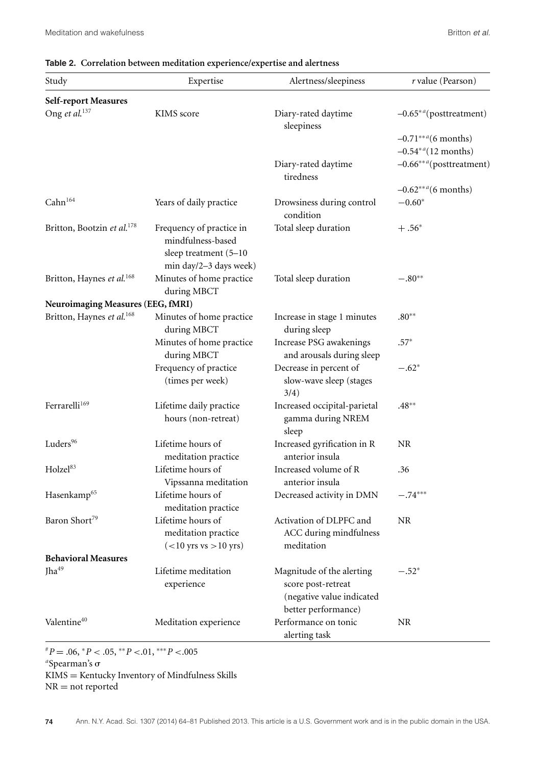**Table 2. Correlation between meditation experience/expertise and alertness**

| Study | Expertise | Alertness/sleepiness | $r$ value (Pearson) |
|---|---|---|---|
| **Self-report Measures** | | | |
| Ong *et al.*[137] | KIMS score | Diary-rated daytime sleepiness | $-0.65^{*a}$(posttreatment) |
| | | | $-0.71^{**a}$(6 months) |
| | | | $-0.54^{*a}$(12 months) |
| | | Diary-rated daytime tiredness | $-0.66^{**a}$(posttreatment) |
| | | | $-0.62^{**a}$(6 months) |
| Cahn[164] | Years of daily practice | Drowsiness during control condition | $-0.60^{*}$ |
| Britton, Bootzin *et al.*[178] | Frequency of practice in mindfulness-based sleep treatment (5–10 min day/2–3 days week) | Total sleep duration | $+.56^{*}$ |
| Britton, Haynes *et al.*[168] | Minutes of home practice during MBCT | Total sleep duration | $-.80^{**}$ |
| **Neuroimaging Measures (EEG, fMRI)** | | | |
| Britton, Haynes *et al.*[168] | Minutes of home practice during MBCT | Increase in stage 1 minutes during sleep | $.80^{**}$ |
| | Minutes of home practice during MBCT | Increase PSG awakenings and arousals during sleep | $.57^{*}$ |
| | Frequency of practice (times per week) | Decrease in percent of slow-wave sleep (stages 3/4) | $-.62^{*}$ |
| Ferrarelli[169] | Lifetime daily practice hours (non-retreat) | Increased occipital-parietal gamma during NREM sleep | $.48^{**}$ |
| Luders[96] | Lifetime hours of meditation practice | Increased gyrification in R anterior insula | NR |
| Holzel[83] | Lifetime hours of Vipssanna meditation | Increased volume of R anterior insula | .36 |
| Hasenkamp[65] | Lifetime hours of meditation practice | Decreased activity in DMN | $-.74^{***}$ |
| Baron Short[79] | Lifetime hours of meditation practice (<10 yrs vs >10 yrs) | Activation of DLPFC and ACC during mindfulness meditation | NR |
| **Behavioral Measures** | | | |
| Jha[49] | Lifetime meditation experience | Magnitude of the alerting score post-retreat (negative value indicated better performance) | $-.52^{*}$ |
| Valentine[40] | Meditation experience | Performance on tonic alerting task | NR |

$^{\#}P = .06$, $^{*}P < .05$, $^{**}P < .01$, $^{***}P < .005$

$^{a}$Spearman's σ

KIMS = Kentucky Inventory of Mindfulness Skills

NR = not reported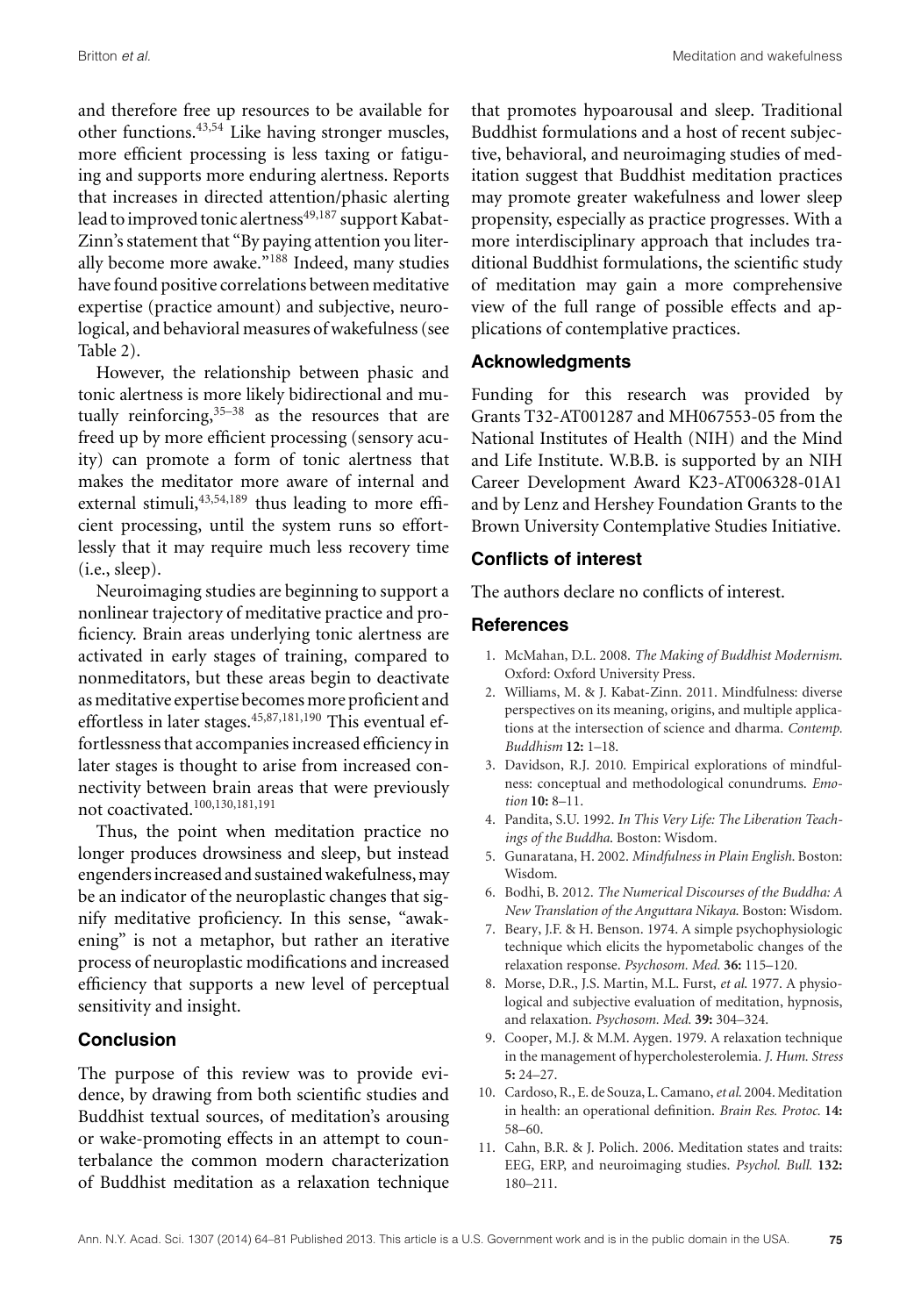and therefore free up resources to be available for other functions.[43,54] Like having stronger muscles, more efficient processing is less taxing or fatiguing and supports more enduring alertness. Reports that increases in directed attention/phasic alerting lead to improved tonic alertness[49,187] support Kabat-Zinn's statement that "By paying attention you literally become more awake."[188] Indeed, many studies have found positive correlations between meditative expertise (practice amount) and subjective, neurological, and behavioral measures of wakefulness (see Table 2).

However, the relationship between phasic and tonic alertness is more likely bidirectional and mutually reinforcing,[35–38] as the resources that are freed up by more efficient processing (sensory acuity) can promote a form of tonic alertness that makes the meditator more aware of internal and external stimuli,[43,54,189] thus leading to more efficient processing, until the system runs so effortlessly that it may require much less recovery time (i.e., sleep).

Neuroimaging studies are beginning to support a nonlinear trajectory of meditative practice and proficiency. Brain areas underlying tonic alertness are activated in early stages of training, compared to nonmeditators, but these areas begin to deactivate as meditative expertise becomes more proficient and effortless in later stages.[45,87,181,190] This eventual effortlessness that accompanies increased efficiency in later stages is thought to arise from increased connectivity between brain areas that were previously not coactivated.[100,130,181,191]

Thus, the point when meditation practice no longer produces drowsiness and sleep, but instead engenders increased and sustained wakefulness, may be an indicator of the neuroplastic changes that signify meditative proficiency. In this sense, "awakening" is not a metaphor, but rather an iterative process of neuroplastic modifications and increased efficiency that supports a new level of perceptual sensitivity and insight.

## Conclusion

The purpose of this review was to provide evidence, by drawing from both scientific studies and Buddhist textual sources, of meditation's arousing or wake-promoting effects in an attempt to counterbalance the common modern characterization of Buddhist meditation as a relaxation technique that promotes hypoarousal and sleep. Traditional Buddhist formulations and a host of recent subjective, behavioral, and neuroimaging studies of meditation suggest that Buddhist meditation practices may promote greater wakefulness and lower sleep propensity, especially as practice progresses. With a more interdisciplinary approach that includes traditional Buddhist formulations, the scientific study of meditation may gain a more comprehensive view of the full range of possible effects and applications of contemplative practices.

## Acknowledgments

Funding for this research was provided by Grants T32-AT001287 and MH067553-05 from the National Institutes of Health (NIH) and the Mind and Life Institute. W.B.B. is supported by an NIH Career Development Award K23-AT006328-01A1 and by Lenz and Hershey Foundation Grants to the Brown University Contemplative Studies Initiative.

## Conflicts of interest

The authors declare no conflicts of interest.

## References

1. McMahan, D.L. 2008. *The Making of Buddhist Modernism*. Oxford: Oxford University Press.
2. Williams, M. & J. Kabat-Zinn. 2011. Mindfulness: diverse perspectives on its meaning, origins, and multiple applications at the intersection of science and dharma. *Contemp. Buddhism* **12:** 1–18.
3. Davidson, R.J. 2010. Empirical explorations of mindfulness: conceptual and methodological conundrums. *Emotion* **10:** 8–11.
4. Pandita, S.U. 1992. *In This Very Life: The Liberation Teachings of the Buddha*. Boston: Wisdom.
5. Gunaratana, H. 2002. *Mindfulness in Plain English*. Boston: Wisdom.
6. Bodhi, B. 2012. *The Numerical Discourses of the Buddha: A New Translation of the Anguttara Nikaya*. Boston: Wisdom.
7. Beary, J.F. & H. Benson. 1974. A simple psychophysiologic technique which elicits the hypometabolic changes of the relaxation response. *Psychosom. Med.* **36:** 115–120.
8. Morse, D.R., J.S. Martin, M.L. Furst, *et al*. 1977. A physiological and subjective evaluation of meditation, hypnosis, and relaxation. *Psychosom. Med.* **39:** 304–324.
9. Cooper, M.J. & M.M. Aygen. 1979. A relaxation technique in the management of hypercholesterolemia. *J. Hum. Stress* **5:** 24–27.
10. Cardoso, R., E. de Souza, L. Camano, *et al*. 2004. Meditation in health: an operational definition. *Brain Res. Protoc.* **14:** 58–60.
11. Cahn, B.R. & J. Polich. 2006. Meditation states and traits: EEG, ERP, and neuroimaging studies. *Psychol. Bull.* **132:** 180–211.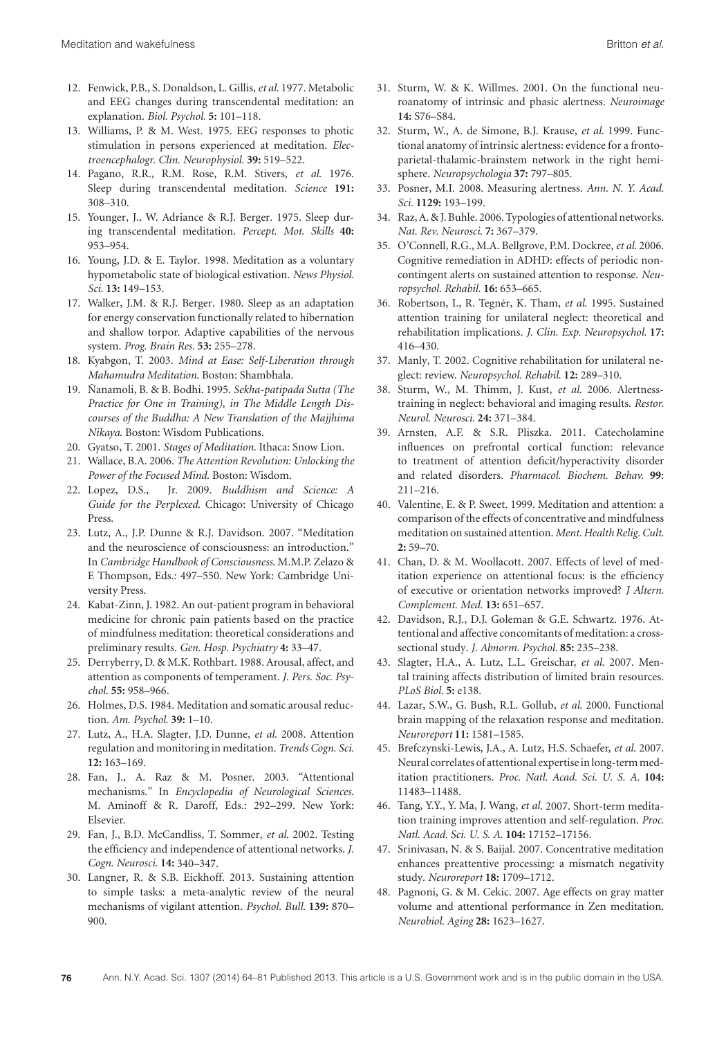12. Fenwick, P.B., S. Donaldson, L. Gillis, *et al.* 1977. Metabolic and EEG changes during transcendental meditation: an explanation. *Biol. Psychol.* **5:** 101–118.
13. Williams, P. & M. West. 1975. EEG responses to photic stimulation in persons experienced at meditation. *Electroencephalogr. Clin. Neurophysiol.* **39:** 519–522.
14. Pagano, R.R., R.M. Rose, R.M. Stivers, *et al.* 1976. Sleep during transcendental meditation. *Science* **191:** 308–310.
15. Younger, J., W. Adriance & R.J. Berger. 1975. Sleep during transcendental meditation. *Percept. Mot. Skills* **40:** 953–954.
16. Young, J.D. & E. Taylor. 1998. Meditation as a voluntary hypometabolic state of biological estivation. *News Physiol. Sci.* **13:** 149–153.
17. Walker, J.M. & R.J. Berger. 1980. Sleep as an adaptation for energy conservation functionally related to hibernation and shallow torpor. Adaptive capabilities of the nervous system. *Prog. Brain Res.* **53:** 255–278.
18. Kyabgon, T. 2003. *Mind at Ease: Self-Liberation through Mahamudra Meditation.* Boston: Shambhala.
19. Ñanamoli, B. & B. Bodhi. 1995. *Sekha-patipada Sutta (The Practice for One in Training), in The Middle Length Discourses of the Buddha: A New Translation of the Majjhima Nikaya.* Boston: Wisdom Publications.
20. Gyatso, T. 2001. *Stages of Meditation.* Ithaca: Snow Lion.
21. Wallace, B.A. 2006. *The Attention Revolution: Unlocking the Power of the Focused Mind.* Boston: Wisdom.
22. Lopez, D.S., Jr. 2009. *Buddhism and Science: A Guide for the Perplexed.* Chicago: University of Chicago Press.
23. Lutz, A., J.P. Dunne & R.J. Davidson. 2007. "Meditation and the neuroscience of consciousness: an introduction." In *Cambridge Handbook of Consciousness.* M.M.P. Zelazo & E Thompson, Eds.: 497–550. New York: Cambridge University Press.
24. Kabat-Zinn, J. 1982. An out-patient program in behavioral medicine for chronic pain patients based on the practice of mindfulness meditation: theoretical considerations and preliminary results. *Gen. Hosp. Psychiatry* **4:** 33–47.
25. Derryberry, D. & M.K. Rothbart. 1988. Arousal, affect, and attention as components of temperament. *J. Pers. Soc. Psychol.* **55:** 958–966.
26. Holmes, D.S. 1984. Meditation and somatic arousal reduction. *Am. Psychol.* **39:** 1–10.
27. Lutz, A., H.A. Slagter, J.D. Dunne, *et al.* 2008. Attention regulation and monitoring in meditation. *Trends Cogn. Sci.* **12:** 163–169.
28. Fan, J., A. Raz & M. Posner. 2003. "Attentional mechanisms." In *Encyclopedia of Neurological Sciences.* M. Aminoff & R. Daroff, Eds.: 292–299. New York: Elsevier.
29. Fan, J., B.D. McCandliss, T. Sommer, *et al.* 2002. Testing the efficiency and independence of attentional networks. *J. Cogn. Neurosci.* **14:** 340–347.
30. Langner, R. & S.B. Eickhoff. 2013. Sustaining attention to simple tasks: a meta-analytic review of the neural mechanisms of vigilant attention. *Psychol. Bull.* **139:** 870–900.
31. Sturm, W. & K. Willmes. 2001. On the functional neuroanatomy of intrinsic and phasic alertness. *Neuroimage* **14:** S76–S84.
32. Sturm, W., A. de Simone, B.J. Krause, *et al.* 1999. Functional anatomy of intrinsic alertness: evidence for a frontoparietal-thalamic-brainstem network in the right hemisphere. *Neuropsychologia* **37:** 797–805.
33. Posner, M.I. 2008. Measuring alertness. *Ann. N. Y. Acad. Sci.* **1129:** 193–199.
34. Raz, A. & J. Buhle. 2006. Typologies of attentional networks. *Nat. Rev. Neurosci.* **7:** 367–379.
35. O'Connell, R.G., M.A. Bellgrove, P.M. Dockree, *et al.* 2006. Cognitive remediation in ADHD: effects of periodic noncontingent alerts on sustained attention to response. *Neuropsychol. Rehabil.* **16:** 653–665.
36. Robertson, I., R. Tegnér, K. Tham, *et al.* 1995. Sustained attention training for unilateral neglect: theoretical and rehabilitation implications. *J. Clin. Exp. Neuropsychol.* **17:** 416–430.
37. Manly, T. 2002. Cognitive rehabilitation for unilateral neglect: review. *Neuropsychol. Rehabil.* **12:** 289–310.
38. Sturm, W., M. Thimm, J. Kust, *et al.* 2006. Alertness-training in neglect: behavioral and imaging results. *Restor. Neurol. Neurosci.* **24:** 371–384.
39. Arnsten, A.F. & S.R. Pliszka. 2011. Catecholamine influences on prefrontal cortical function: relevance to treatment of attention deficit/hyperactivity disorder and related disorders. *Pharmacol. Biochem. Behav.* **99**: 211–216.
40. Valentine, E. & P. Sweet. 1999. Meditation and attention: a comparison of the effects of concentrative and mindfulness meditation on sustained attention. *Ment. Health Relig. Cult.* **2:** 59–70.
41. Chan, D. & M. Woollacott. 2007. Effects of level of meditation experience on attentional focus: is the efficiency of executive or orientation networks improved? *J Altern. Complement. Med.* **13:** 651–657.
42. Davidson, R.J., D.J. Goleman & G.E. Schwartz. 1976. Attentional and affective concomitants of meditation: a cross-sectional study. *J. Abnorm. Psychol.* **85:** 235–238.
43. Slagter, H.A., A. Lutz, L.L. Greischar, *et al.* 2007. Mental training affects distribution of limited brain resources. *PLoS Biol.* **5:** e138.
44. Lazar, S.W., G. Bush, R.L. Gollub, *et al.* 2000. Functional brain mapping of the relaxation response and meditation. *Neuroreport* **11:** 1581–1585.
45. Brefczynski-Lewis, J.A., A. Lutz, H.S. Schaefer, *et al.* 2007. Neural correlates of attentional expertise in long-term meditation practitioners. *Proc. Natl. Acad. Sci. U. S. A.* **104:** 11483–11488.
46. Tang, Y.Y., Y. Ma, J. Wang, *et al.* 2007. Short-term meditation training improves attention and self-regulation. *Proc. Natl. Acad. Sci. U. S. A.* **104:** 17152–17156.
47. Srinivasan, N. & S. Baijal. 2007. Concentrative meditation enhances preattentive processing: a mismatch negativity study. *Neuroreport* **18:** 1709–1712.
48. Pagnoni, G. & M. Cekic. 2007. Age effects on gray matter volume and attentional performance in Zen meditation. *Neurobiol. Aging* **28:** 1623–1627.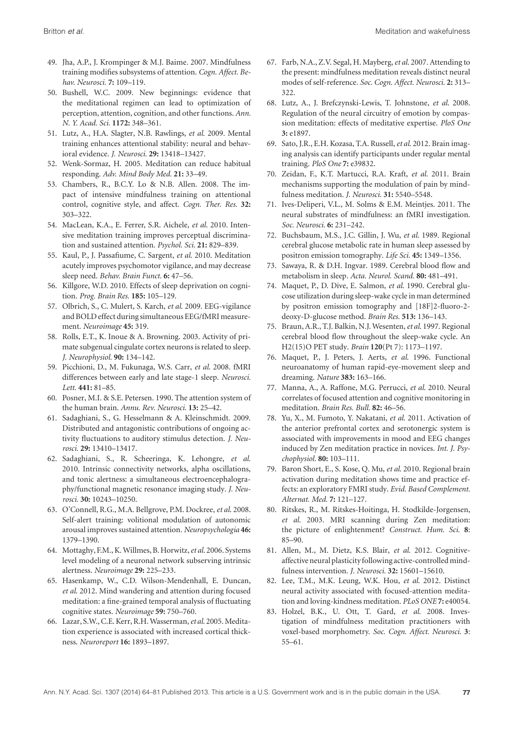49. Jha, A.P., J. Krompinger & M.J. Baime. 2007. Mindfulness training modifies subsystems of attention. *Cogn. Affect. Behav. Neurosci.* **7:** 109–119.
50. Bushell, W.C. 2009. New beginnings: evidence that the meditational regimen can lead to optimization of perception, attention, cognition, and other functions. *Ann. N. Y. Acad. Sci.* **1172:** 348–361.
51. Lutz, A., H.A. Slagter, N.B. Rawlings, *et al.* 2009. Mental training enhances attentional stability: neural and behavioral evidence. *J. Neurosci.* **29:** 13418–13427.
52. Wenk-Sormaz, H. 2005. Meditation can reduce habitual responding. *Adv. Mind Body Med.* **21:** 33–49.
53. Chambers, R., B.C.Y. Lo & N.B. Allen. 2008. The impact of intensive mindfulness training on attentional control, cognitive style, and affect. *Cogn. Ther. Res.* **32:** 303–322.
54. MacLean, K.A., E. Ferrer, S.R. Aichele, *et al.* 2010. Intensive meditation training improves perceptual discrimination and sustained attention. *Psychol. Sci.* **21:** 829–839.
55. Kaul, P., J. Passafiume, C. Sargent, *et al.* 2010. Meditation acutely improves psychomotor vigilance, and may decrease sleep need. *Behav. Brain Funct.* **6:** 47–56.
56. Killgore, W.D. 2010. Effects of sleep deprivation on cognition. *Prog. Brain Res.* **185:** 105–129.
57. Olbrich, S., C. Mulert, S. Karch, *et al.* 2009. EEG-vigilance and BOLD effect during simultaneous EEG/fMRI measurement. *Neuroimage* **45:** 319.
58. Rolls, E.T., K. Inoue & A. Browning. 2003. Activity of primate subgenual cingulate cortex neurons is related to sleep. *J. Neurophysiol.* **90:** 134–142.
59. Picchioni, D., M. Fukunaga, W.S. Carr, *et al.* 2008. fMRI differences between early and late stage-1 sleep. *Neurosci. Lett.* **441:** 81–85.
60. Posner, M.I. & S.E. Petersen. 1990. The attention system of the human brain. *Annu. Rev. Neurosci.* **13:** 25–42.
61. Sadaghiani, S., G. Hesselmann & A. Kleinschmidt. 2009. Distributed and antagonistic contributions of ongoing activity fluctuations to auditory stimulus detection. *J. Neurosci.* **29:** 13410–13417.
62. Sadaghiani, S., R. Scheeringa, K. Lehongre, *et al.* 2010. Intrinsic connectivity networks, alpha oscillations, and tonic alertness: a simultaneous electroencephalography/functional magnetic resonance imaging study. *J. Neurosci.* **30:** 10243–10250.
63. O'Connell, R.G., M.A. Bellgrove, P.M. Dockree, *et al.* 2008. Self-alert training: volitional modulation of autonomic arousal improves sustained attention. *Neuropsychologia* **46:** 1379–1390.
64. Mottaghy, F.M., K. Willmes, B. Horwitz, *et al.* 2006. Systems level modeling of a neuronal network subserving intrinsic alertness. *Neuroimage* **29:** 225–233.
65. Hasenkamp, W., C.D. Wilson-Mendenhall, E. Duncan, *et al.* 2012. Mind wandering and attention during focused meditation: a fine-grained temporal analysis of fluctuating cognitive states. *Neuroimage* **59:** 750–760.
66. Lazar, S.W., C.E. Kerr, R.H. Wasserman, *et al.* 2005. Meditation experience is associated with increased cortical thickness. *Neuroreport* **16:** 1893–1897.
67. Farb, N.A., Z.V. Segal, H. Mayberg, *et al.* 2007. Attending to the present: mindfulness meditation reveals distinct neural modes of self-reference. *Soc. Cogn. Affect. Neurosci.* **2:** 313–322.
68. Lutz, A., J. Brefczynski-Lewis, T. Johnstone, *et al.* 2008. Regulation of the neural circuitry of emotion by compassion meditation: effects of meditative expertise. *PloS One* **3:** e1897.
69. Sato, J.R., E.H. Kozasa, T.A. Russell, *et al.* 2012. Brain imaging analysis can identify participants under regular mental training. *PloS One* **7:** e39832.
70. Zeidan, F., K.T. Martucci, R.A. Kraft, *et al.* 2011. Brain mechanisms supporting the modulation of pain by mindfulness meditation. *J. Neurosci.* **31:** 5540–5548.
71. Ives-Deliperi, V.L., M. Solms & E.M. Meintjes. 2011. The neural substrates of mindfulness: an fMRI investigation. *Soc. Neurosci.* **6:** 231–242.
72. Buchsbaum, M.S., J.C. Gillin, J. Wu, *et al.* 1989. Regional cerebral glucose metabolic rate in human sleep assessed by positron emission tomography. *Life Sci.* **45:** 1349–1356.
73. Sawaya, R. & D.H. Ingvar. 1989. Cerebral blood flow and metabolism in sleep. *Acta. Neurol. Scand.* **80:** 481–491.
74. Maquet, P., D. Dive, E. Salmon, *et al.* 1990. Cerebral glucose utilization during sleep-wake cycle in man determined by positron emission tomography and [18F]2-fluoro-2-deoxy-D-glucose method. *Brain Res.* **513:** 136–143.
75. Braun, A.R., T.J. Balkin, N.J. Wesenten, *et al.* 1997. Regional cerebral blood flow throughout the sleep-wake cycle. An H2(15)O PET study. *Brain* **120**(Pt 7): 1173–1197.
76. Maquet, P., J. Peters, J. Aerts, *et al.* 1996. Functional neuroanatomy of human rapid-eye-movement sleep and dreaming. *Nature* **383:** 163–166.
77. Manna, A., A. Raffone, M.G. Perrucci, *et al.* 2010. Neural correlates of focused attention and cognitive monitoring in meditation. *Brain Res. Bull.* **82:** 46–56.
78. Yu, X., M. Fumoto, Y. Nakatani, *et al.* 2011. Activation of the anterior prefrontal cortex and serotonergic system is associated with improvements in mood and EEG changes induced by Zen meditation practice in novices. *Int. J. Psychophysiol.* **80:** 103–111.
79. Baron Short, E., S. Kose, Q. Mu, *et al.* 2010. Regional brain activation during meditation shows time and practice effects: an exploratory FMRI study. *Evid. Based Complement. Alternat. Med.* **7:** 121–127.
80. Ritskes, R., M. Ritskes-Hoitinga, H. Stodkilde-Jorgensen, *et al.* 2003. MRI scanning during Zen meditation: the picture of enlightenment? *Construct. Hum. Sci.* **8**: 85–90.
81. Allen, M., M. Dietz, K.S. Blair, *et al.* 2012. Cognitive-affective neural plasticity following active-controlled mindfulness intervention. *J. Neurosci.* **32:** 15601–15610.
82. Lee, T.M., M.K. Leung, W.K. Hou, *et al.* 2012. Distinct neural activity associated with focused-attention meditation and loving-kindness meditation. *PLoS ONE* **7:** e40054.
83. Holzel, B.K., U. Ott, T. Gard, *et al.* 2008. Investigation of mindfulness meditation practitioners with voxel-based morphometry. *Soc. Cogn. Affect. Neurosci.* **3**: 55–61.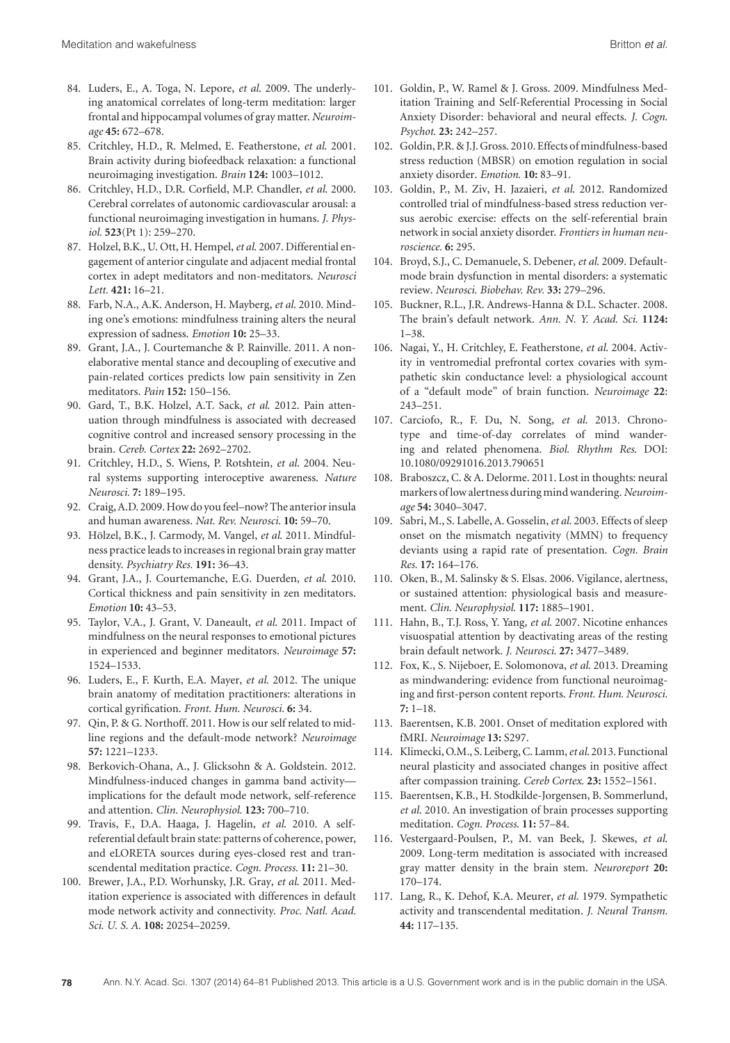84. Luders, E., A. Toga, N. Lepore, *et al*. 2009. The underlying anatomical correlates of long-term meditation: larger frontal and hippocampal volumes of gray matter. *Neuroimage* **45:** 672–678.
85. Critchley, H.D., R. Melmed, E. Featherstone, *et al*. 2001. Brain activity during biofeedback relaxation: a functional neuroimaging investigation. *Brain* **124:** 1003–1012.
86. Critchley, H.D., D.R. Corfield, M.P. Chandler, *et al*. 2000. Cerebral correlates of autonomic cardiovascular arousal: a functional neuroimaging investigation in humans. *J. Physiol.* **523**(Pt 1): 259–270.
87. Holzel, B.K., U. Ott, H. Hempel, *et al*. 2007. Differential engagement of anterior cingulate and adjacent medial frontal cortex in adept meditators and non-meditators. *Neurosci Lett.* **421:** 16–21.
88. Farb, N.A., A.K. Anderson, H. Mayberg, *et al*. 2010. Minding one's emotions: mindfulness training alters the neural expression of sadness. *Emotion* **10:** 25–33.
89. Grant, J.A., J. Courtemanche & P. Rainville. 2011. A non-elaborative mental stance and decoupling of executive and pain-related cortices predicts low pain sensitivity in Zen meditators. *Pain* **152:** 150–156.
90. Gard, T., B.K. Holzel, A.T. Sack, *et al*. 2012. Pain attenuation through mindfulness is associated with decreased cognitive control and increased sensory processing in the brain. *Cereb. Cortex* **22:** 2692–2702.
91. Critchley, H.D., S. Wiens, P. Rotshtein, *et al*. 2004. Neural systems supporting interoceptive awareness. *Nature Neurosci.* **7:** 189–195.
92. Craig, A.D. 2009. How do you feel–now? The anterior insula and human awareness. *Nat. Rev. Neurosci.* **10:** 59–70.
93. Hölzel, B.K., J. Carmody, M. Vangel, *et al*. 2011. Mindfulness practice leads to increases in regional brain gray matter density. *Psychiatry Res.* **191:** 36–43.
94. Grant, J.A., J. Courtemanche, E.G. Duerden, *et al*. 2010. Cortical thickness and pain sensitivity in zen meditators. *Emotion* **10:** 43–53.
95. Taylor, V.A., J. Grant, V. Daneault, *et al*. 2011. Impact of mindfulness on the neural responses to emotional pictures in experienced and beginner meditators. *Neuroimage* **57:** 1524–1533.
96. Luders, E., F. Kurth, E.A. Mayer, *et al*. 2012. The unique brain anatomy of meditation practitioners: alterations in cortical gyrification. *Front. Hum. Neurosci.* **6:** 34.
97. Qin, P. & G. Northoff. 2011. How is our self related to midline regions and the default-mode network? *Neuroimage* **57:** 1221–1233.
98. Berkovich-Ohana, A., J. Glicksohn & A. Goldstein. 2012. Mindfulness-induced changes in gamma band activity—implications for the default mode network, self-reference and attention. *Clin. Neurophysiol.* **123:** 700–710.
99. Travis, F., D.A. Haaga, J. Hagelin, *et al*. 2010. A self-referential default brain state: patterns of coherence, power, and eLORETA sources during eyes-closed rest and transcendental meditation practice. *Cogn. Process.* **11:** 21–30.
100. Brewer, J.A., P.D. Worhunsky, J.R. Gray, *et al*. 2011. Meditation experience is associated with differences in default mode network activity and connectivity. *Proc. Natl. Acad. Sci. U. S. A.* **108:** 20254–20259.
101. Goldin, P., W. Ramel & J. Gross. 2009. Mindfulness Meditation Training and Self-Referential Processing in Social Anxiety Disorder: behavioral and neural effects. *J. Cogn. Psychot.* **23:** 242–257.
102. Goldin, P.R. & J.J. Gross. 2010. Effects of mindfulness-based stress reduction (MBSR) on emotion regulation in social anxiety disorder. *Emotion.* **10:** 83–91.
103. Goldin, P., M. Ziv, H. Jazaieri, *et al*. 2012. Randomized controlled trial of mindfulness-based stress reduction versus aerobic exercise: effects on the self-referential brain network in social anxiety disorder. *Frontiers in human neuroscience.* **6:** 295.
104. Broyd, S.J., C. Demanuele, S. Debener, *et al*. 2009. Default-mode brain dysfunction in mental disorders: a systematic review. *Neurosci. Biobehav. Rev.* **33:** 279–296.
105. Buckner, R.L., J.R. Andrews-Hanna & D.L. Schacter. 2008. The brain's default network. *Ann. N. Y. Acad. Sci.* **1124:** 1–38.
106. Nagai, Y., H. Critchley, E. Featherstone, *et al*. 2004. Activity in ventromedial prefrontal cortex covaries with sympathetic skin conductance level: a physiological account of a "default mode" of brain function. *Neuroimage* **22**: 243–251.
107. Carciofo, R., F. Du, N. Song, *et al*. 2013. Chronotype and time-of-day correlates of mind wandering and related phenomena. *Biol. Rhythm Res.* DOI: 10.1080/09291016.2013.790651
108. Braboszcz, C. & A. Delorme. 2011. Lost in thoughts: neural markers of low alertness during mind wandering. *Neuroimage* **54:** 3040–3047.
109. Sabri, M., S. Labelle, A. Gosselin, *et al*. 2003. Effects of sleep onset on the mismatch negativity (MMN) to frequency deviants using a rapid rate of presentation. *Cogn. Brain Res.* **17:** 164–176.
110. Oken, B., M. Salinsky & S. Elsas. 2006. Vigilance, alertness, or sustained attention: physiological basis and measurement. *Clin. Neurophysiol.* **117:** 1885–1901.
111. Hahn, B., T.J. Ross, Y. Yang, *et al*. 2007. Nicotine enhances visuospatial attention by deactivating areas of the resting brain default network. *J. Neurosci.* **27:** 3477–3489.
112. Fox, K., S. Nijeboer, E. Solomonova, *et al*. 2013. Dreaming as mindwandering: evidence from functional neuroimaging and first-person content reports. *Front. Hum. Neurosci.* **7:** 1–18.
113. Baerentsen, K.B. 2001. Onset of meditation explored with fMRI. *Neuroimage* **13:** S297.
114. Klimecki, O.M., S. Leiberg, C. Lamm, *et al*. 2013. Functional neural plasticity and associated changes in positive affect after compassion training. *Cereb Cortex.* **23:** 1552–1561.
115. Baerentsen, K.B., H. Stodkilde-Jorgensen, B. Sommerlund, *et al*. 2010. An investigation of brain processes supporting meditation. *Cogn. Process.* **11:** 57–84.
116. Vestergaard-Poulsen, P., M. van Beek, J. Skewes, *et al*. 2009. Long-term meditation is associated with increased gray matter density in the brain stem. *Neuroreport* **20:** 170–174.
117. Lang, R., K. Dehof, K.A. Meurer, *et al*. 1979. Sympathetic activity and transcendental meditation. *J. Neural Transm.* **44:** 117–135.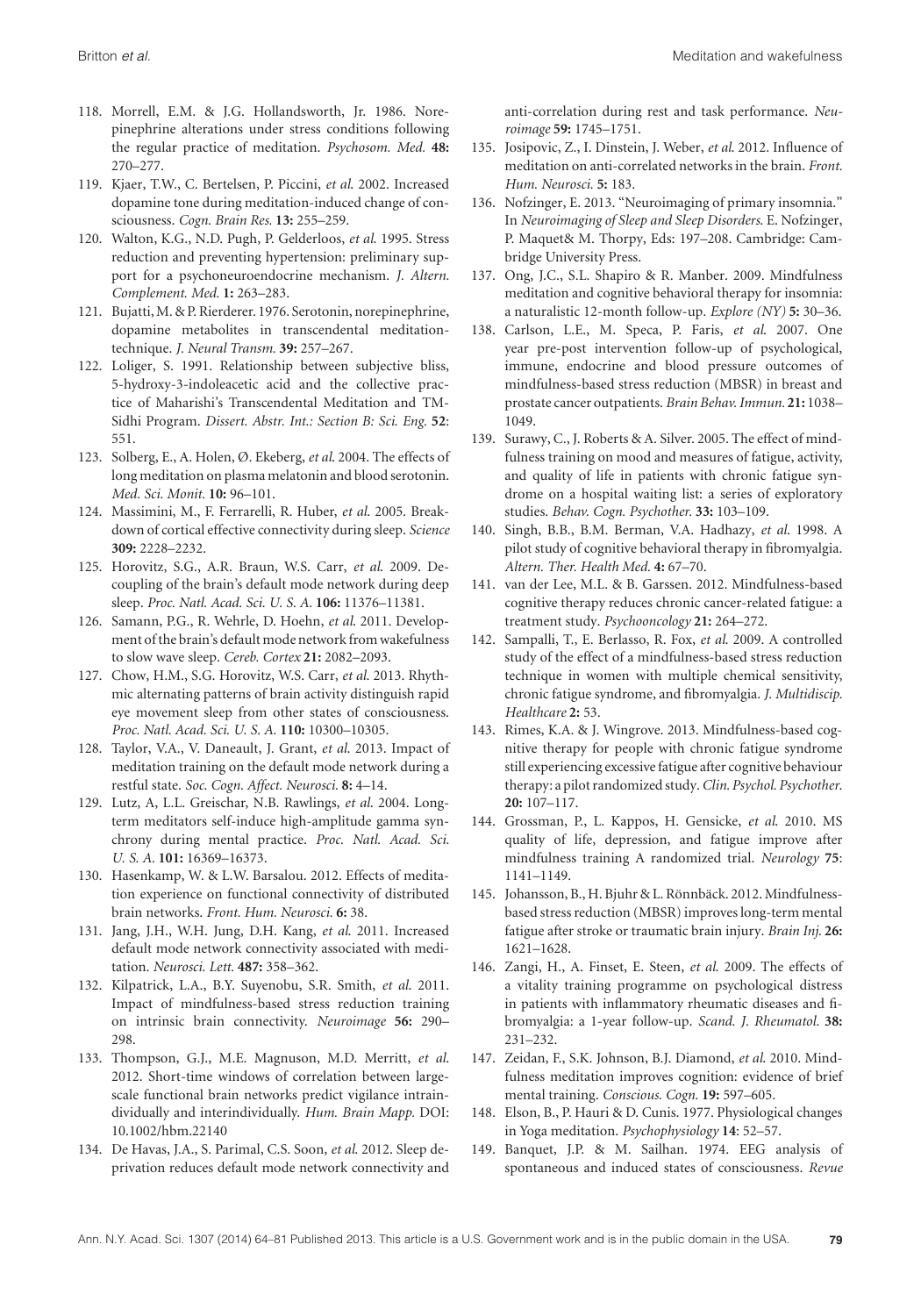118. Morrell, E.M. & J.G. Hollandsworth, Jr. 1986. Norepinephrine alterations under stress conditions following the regular practice of meditation. *Psychosom. Med.* **48:** 270–277.
119. Kjaer, T.W., C. Bertelsen, P. Piccini, *et al.* 2002. Increased dopamine tone during meditation-induced change of consciousness. *Cogn. Brain Res.* **13:** 255–259.
120. Walton, K.G., N.D. Pugh, P. Gelderloos, *et al.* 1995. Stress reduction and preventing hypertension: preliminary support for a psychoneuroendocrine mechanism. *J. Altern. Complement. Med.* **1:** 263–283.
121. Bujatti, M. & P. Rierderer. 1976. Serotonin, norepinephrine, dopamine metabolites in transcendental meditation-technique. *J. Neural Transm.* **39:** 257–267.
122. Loliger, S. 1991. Relationship between subjective bliss, 5-hydroxy-3-indoleacetic acid and the collective practice of Maharishi's Transcendental Meditation and TM-Sidhi Program. *Dissert. Abstr. Int.: Section B: Sci. Eng.* **52**: 551.
123. Solberg, E., A. Holen, Ø. Ekeberg, *et al.* 2004. The effects of long meditation on plasma melatonin and blood serotonin. *Med. Sci. Monit.* **10:** 96–101.
124. Massimini, M., F. Ferrarelli, R. Huber, *et al.* 2005. Breakdown of cortical effective connectivity during sleep. *Science* **309:** 2228–2232.
125. Horovitz, S.G., A.R. Braun, W.S. Carr, *et al.* 2009. Decoupling of the brain's default mode network during deep sleep. *Proc. Natl. Acad. Sci. U. S. A.* **106:** 11376–11381.
126. Samann, P.G., R. Wehrle, D. Hoehn, *et al.* 2011. Development of the brain's default mode network from wakefulness to slow wave sleep. *Cereb. Cortex* **21:** 2082–2093.
127. Chow, H.M., S.G. Horovitz, W.S. Carr, *et al.* 2013. Rhythmic alternating patterns of brain activity distinguish rapid eye movement sleep from other states of consciousness. *Proc. Natl. Acad. Sci. U. S. A.* **110:** 10300–10305.
128. Taylor, V.A., V. Daneault, J. Grant, *et al.* 2013. Impact of meditation training on the default mode network during a restful state. *Soc. Cogn. Affect. Neurosci.* **8:** 4–14.
129. Lutz, A, L.L. Greischar, N.B. Rawlings, *et al.* 2004. Long-term meditators self-induce high-amplitude gamma synchrony during mental practice. *Proc. Natl. Acad. Sci. U. S. A.* **101:** 16369–16373.
130. Hasenkamp, W. & L.W. Barsalou. 2012. Effects of meditation experience on functional connectivity of distributed brain networks. *Front. Hum. Neurosci.* **6:** 38.
131. Jang, J.H., W.H. Jung, D.H. Kang, *et al.* 2011. Increased default mode network connectivity associated with meditation. *Neurosci. Lett.* **487:** 358–362.
132. Kilpatrick, L.A., B.Y. Suyenobu, S.R. Smith, *et al.* 2011. Impact of mindfulness-based stress reduction training on intrinsic brain connectivity. *Neuroimage* **56:** 290–298.
133. Thompson, G.J., M.E. Magnuson, M.D. Merritt, *et al.* 2012. Short-time windows of correlation between large-scale functional brain networks predict vigilance intraindividually and interindividually. *Hum. Brain Mapp.* DOI: 10.1002/hbm.22140
134. De Havas, J.A., S. Parimal, C.S. Soon, *et al.* 2012. Sleep deprivation reduces default mode network connectivity and anti-correlation during rest and task performance. *Neuroimage* **59:** 1745–1751.
135. Josipovic, Z., I. Dinstein, J. Weber, *et al.* 2012. Influence of meditation on anti-correlated networks in the brain. *Front. Hum. Neurosci.* **5:** 183.
136. Nofzinger, E. 2013. "Neuroimaging of primary insomnia." In *Neuroimaging of Sleep and Sleep Disorders.* E. Nofzinger, P. Maquet& M. Thorpy, Eds: 197–208. Cambridge: Cambridge University Press.
137. Ong, J.C., S.L. Shapiro & R. Manber. 2009. Mindfulness meditation and cognitive behavioral therapy for insomnia: a naturalistic 12-month follow-up. *Explore (NY)* **5:** 30–36.
138. Carlson, L.E., M. Speca, P. Faris, *et al.* 2007. One year pre-post intervention follow-up of psychological, immune, endocrine and blood pressure outcomes of mindfulness-based stress reduction (MBSR) in breast and prostate cancer outpatients. *Brain Behav. Immun.* **21:** 1038–1049.
139. Surawy, C., J. Roberts & A. Silver. 2005. The effect of mindfulness training on mood and measures of fatigue, activity, and quality of life in patients with chronic fatigue syndrome on a hospital waiting list: a series of exploratory studies. *Behav. Cogn. Psychother.* **33:** 103–109.
140. Singh, B.B., B.M. Berman, V.A. Hadhazy, *et al.* 1998. A pilot study of cognitive behavioral therapy in fibromyalgia. *Altern. Ther. Health Med.* **4:** 67–70.
141. van der Lee, M.L. & B. Garssen. 2012. Mindfulness-based cognitive therapy reduces chronic cancer-related fatigue: a treatment study. *Psychooncology* **21:** 264–272.
142. Sampalli, T., E. Berlasso, R. Fox, *et al.* 2009. A controlled study of the effect of a mindfulness-based stress reduction technique in women with multiple chemical sensitivity, chronic fatigue syndrome, and fibromyalgia. *J. Multidiscip. Healthcare* **2:** 53.
143. Rimes, K.A. & J. Wingrove. 2013. Mindfulness-based cognitive therapy for people with chronic fatigue syndrome still experiencing excessive fatigue after cognitive behaviour therapy: a pilot randomized study. *Clin. Psychol. Psychother.* **20:** 107–117.
144. Grossman, P., L. Kappos, H. Gensicke, *et al.* 2010. MS quality of life, depression, and fatigue improve after mindfulness training A randomized trial. *Neurology* **75**: 1141–1149.
145. Johansson, B., H. Bjuhr & L. Rönnbäck. 2012. Mindfulness-based stress reduction (MBSR) improves long-term mental fatigue after stroke or traumatic brain injury. *Brain Inj.* **26:** 1621–1628.
146. Zangi, H., A. Finset, E. Steen, *et al.* 2009. The effects of a vitality training programme on psychological distress in patients with inflammatory rheumatic diseases and fibromyalgia: a 1-year follow-up. *Scand. J. Rheumatol.* **38:** 231–232.
147. Zeidan, F., S.K. Johnson, B.J. Diamond, *et al.* 2010. Mindfulness meditation improves cognition: evidence of brief mental training. *Conscious. Cogn.* **19:** 597–605.
148. Elson, B., P. Hauri & D. Cunis. 1977. Physiological changes in Yoga meditation. *Psychophysiology* **14**: 52–57.
149. Banquet, J.P. & M. Sailhan. 1974. EEG analysis of spontaneous and induced states of consciousness. *Revue*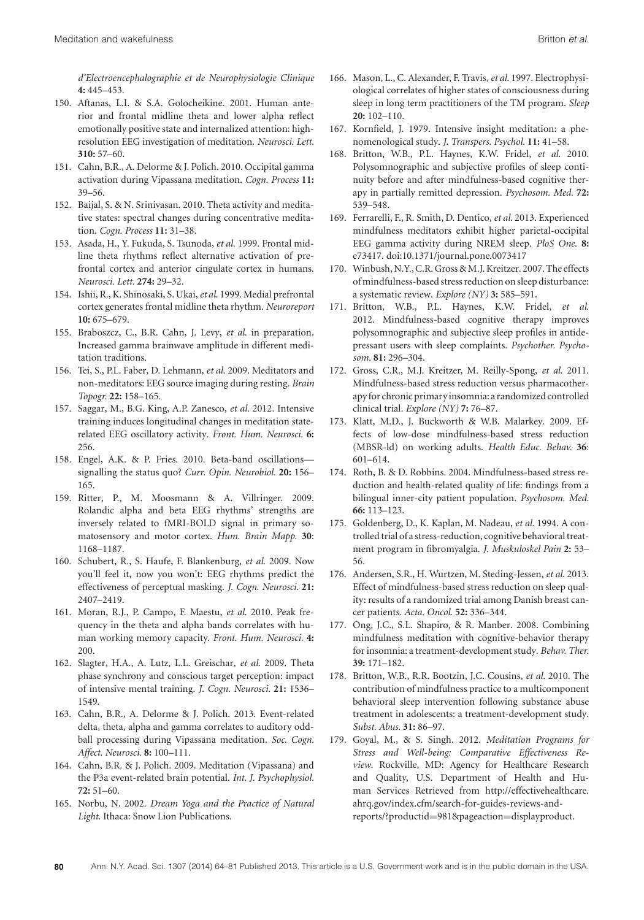*d'Electroencephalographie et de Neurophysiologie Clinique* **4:** 445–453.

150. Aftanas, L.I. & S.A. Golocheikine. 2001. Human anterior and frontal midline theta and lower alpha reflect emotionally positive state and internalized attention: high-resolution EEG investigation of meditation. *Neurosci. Lett.* **310:** 57–60.
151. Cahn, B.R., A. Delorme & J. Polich. 2010. Occipital gamma activation during Vipassana meditation. *Cogn. Process* **11:** 39–56.
152. Baijal, S. & N. Srinivasan. 2010. Theta activity and meditative states: spectral changes during concentrative meditation. *Cogn. Process* **11:** 31–38.
153. Asada, H., Y. Fukuda, S. Tsunoda, *et al.* 1999. Frontal midline theta rhythms reflect alternative activation of prefrontal cortex and anterior cingulate cortex in humans. *Neurosci. Lett.* **274:** 29–32.
154. Ishii, R., K. Shinosaki, S. Ukai, *et al.* 1999. Medial prefrontal cortex generates frontal midline theta rhythm. *Neuroreport* **10:** 675–679.
155. Braboszcz, C., B.R. Cahn, J. Levy, *et al.* in preparation. Increased gamma brainwave amplitude in different meditation traditions.
156. Tei, S., P.L. Faber, D. Lehmann, *et al.* 2009. Meditators and non-meditators: EEG source imaging during resting. *Brain Topogr.* **22:** 158–165.
157. Saggar, M., B.G. King, A.P. Zanesco, *et al.* 2012. Intensive training induces longitudinal changes in meditation state-related EEG oscillatory activity. *Front. Hum. Neurosci.* **6:** 256.
158. Engel, A.K. & P. Fries. 2010. Beta-band oscillations—signalling the status quo? *Curr. Opin. Neurobiol.* **20:** 156–165.
159. Ritter, P., M. Moosmann & A. Villringer. 2009. Rolandic alpha and beta EEG rhythms' strengths are inversely related to fMRI-BOLD signal in primary somatosensory and motor cortex. *Hum. Brain Mapp.* **30**: 1168–1187.
160. Schubert, R., S. Haufe, F. Blankenburg, *et al.* 2009. Now you'll feel it, now you won't: EEG rhythms predict the effectiveness of perceptual masking. *J. Cogn. Neurosci.* **21:** 2407–2419.
161. Moran, R.J., P. Campo, F. Maestu, *et al.* 2010. Peak frequency in the theta and alpha bands correlates with human working memory capacity. *Front. Hum. Neurosci.* **4:** 200.
162. Slagter, H.A., A. Lutz, L.L. Greischar, *et al.* 2009. Theta phase synchrony and conscious target perception: impact of intensive mental training. *J. Cogn. Neurosci.* **21:** 1536–1549.
163. Cahn, B.R., A. Delorme & J. Polich. 2013. Event-related delta, theta, alpha and gamma correlates to auditory oddball processing during Vipassana meditation. *Soc. Cogn. Affect. Neurosci.* **8:** 100–111.
164. Cahn, B.R. & J. Polich. 2009. Meditation (Vipassana) and the P3a event-related brain potential. *Int. J. Psychophysiol.* **72:** 51–60.
165. Norbu, N. 2002. *Dream Yoga and the Practice of Natural Light*. Ithaca: Snow Lion Publications.
166. Mason, L., C. Alexander, F. Travis, *et al.* 1997. Electrophysiological correlates of higher states of consciousness during sleep in long term practitioners of the TM program. *Sleep* **20:** 102–110.
167. Kornfield, J. 1979. Intensive insight meditation: a phenomenological study. *J. Transpers. Psychol.* **11:** 41–58.
168. Britton, W.B., P.L. Haynes, K.W. Fridel, *et al.* 2010. Polysomnographic and subjective profiles of sleep continuity before and after mindfulness-based cognitive therapy in partially remitted depression. *Psychosom. Med.* **72:** 539–548.
169. Ferrarelli, F., R. Smith, D. Dentico, *et al.* 2013. Experienced mindfulness meditators exhibit higher parietal-occipital EEG gamma activity during NREM sleep. *PloS One.* **8:** e73417. doi:10.1371/journal.pone.0073417
170. Winbush, N.Y., C.R. Gross & M.J. Kreitzer. 2007. The effects of mindfulness-based stress reduction on sleep disturbance: a systematic review. *Explore (NY)* **3:** 585–591.
171. Britton, W.B., P.L. Haynes, K.W. Fridel, *et al.* 2012. Mindfulness-based cognitive therapy improves polysomnographic and subjective sleep profiles in antidepressant users with sleep complaints. *Psychother. Psychosom.* **81:** 296–304.
172. Gross, C.R., M.J. Kreitzer, M. Reilly-Spong, *et al.* 2011. Mindfulness-based stress reduction versus pharmacotherapy for chronic primary insomnia: a randomized controlled clinical trial. *Explore (NY)* **7:** 76–87.
173. Klatt, M.D., J. Buckworth & W.B. Malarkey. 2009. Effects of low-dose mindfulness-based stress reduction (MBSR-ld) on working adults. *Health Educ. Behav.* **36**: 601–614.
174. Roth, B. & D. Robbins. 2004. Mindfulness-based stress reduction and health-related quality of life: findings from a bilingual inner-city patient population. *Psychosom. Med.* **66:** 113–123.
175. Goldenberg, D., K. Kaplan, M. Nadeau, *et al.* 1994. A controlled trial of a stress-reduction, cognitive behavioral treatment program in fibromyalgia. *J. Muskuloskel Pain* **2:** 53–56.
176. Andersen, S.R., H. Wurtzen, M. Steding-Jessen, *et al.* 2013. Effect of mindfulness-based stress reduction on sleep quality: results of a randomized trial among Danish breast cancer patients. *Acta. Oncol.* **52:** 336–344.
177. Ong, J.C., S.L. Shapiro, & R. Manber. 2008. Combining mindfulness meditation with cognitive-behavior therapy for insomnia: a treatment-development study. *Behav. Ther.* **39:** 171–182.
178. Britton, W.B., R.R. Bootzin, J.C. Cousins, *et al.* 2010. The contribution of mindfulness practice to a multicomponent behavioral sleep intervention following substance abuse treatment in adolescents: a treatment-development study. *Subst. Abus.* **31:** 86–97.
179. Goyal, M., & S. Singh. 2012. *Meditation Programs for Stress and Well-being: Comparative Effectiveness Review*. Rockville, MD: Agency for Healthcare Research and Quality, U.S. Department of Health and Human Services Retrieved from http://effectivehealthcare.ahrq.gov/index.cfm/search-for-guides-reviews-and-reports/?productid=981&pageaction=displayproduct.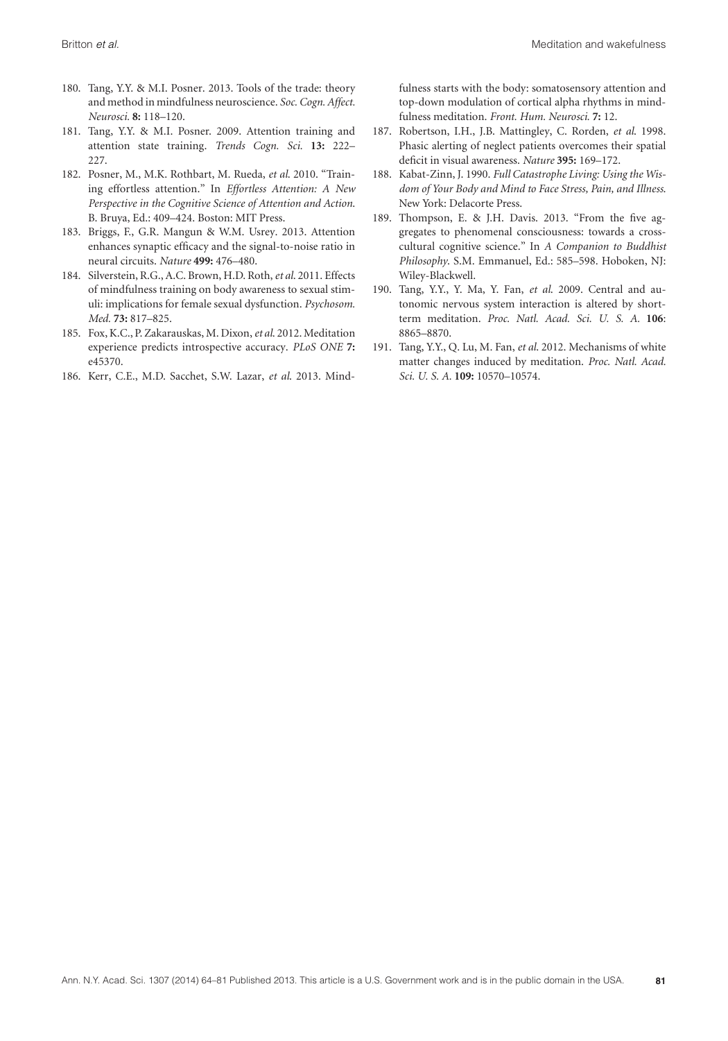180. Tang, Y.Y. & M.I. Posner. 2013. Tools of the trade: theory and method in mindfulness neuroscience. *Soc. Cogn. Affect. Neurosci.* **8:** 118–120.
181. Tang, Y.Y. & M.I. Posner. 2009. Attention training and attention state training. *Trends Cogn. Sci.* **13:** 222–227.
182. Posner, M., M.K. Rothbart, M. Rueda, *et al.* 2010. "Training effortless attention." In *Effortless Attention: A New Perspective in the Cognitive Science of Attention and Action*. B. Bruya, Ed.: 409–424. Boston: MIT Press.
183. Briggs, F., G.R. Mangun & W.M. Usrey. 2013. Attention enhances synaptic efficacy and the signal-to-noise ratio in neural circuits. *Nature* **499:** 476–480.
184. Silverstein, R.G., A.C. Brown, H.D. Roth, *et al.* 2011. Effects of mindfulness training on body awareness to sexual stimuli: implications for female sexual dysfunction. *Psychosom. Med.* **73:** 817–825.
185. Fox, K.C., P. Zakarauskas, M. Dixon, *et al.* 2012. Meditation experience predicts introspective accuracy. *PLoS ONE* **7:** e45370.
186. Kerr, C.E., M.D. Sacchet, S.W. Lazar, *et al.* 2013. Mindfulness starts with the body: somatosensory attention and top-down modulation of cortical alpha rhythms in mindfulness meditation. *Front. Hum. Neurosci.* **7:** 12.
187. Robertson, I.H., J.B. Mattingley, C. Rorden, *et al.* 1998. Phasic alerting of neglect patients overcomes their spatial deficit in visual awareness. *Nature* **395:** 169–172.
188. Kabat-Zinn, J. 1990. *Full Catastrophe Living: Using the Wisdom of Your Body and Mind to Face Stress, Pain, and Illness*. New York: Delacorte Press.
189. Thompson, E. & J.H. Davis. 2013. "From the five aggregates to phenomenal consciousness: towards a cross-cultural cognitive science." In *A Companion to Buddhist Philosophy*. S.M. Emmanuel, Ed.: 585–598. Hoboken, NJ: Wiley-Blackwell.
190. Tang, Y.Y., Y. Ma, Y. Fan, *et al.* 2009. Central and autonomic nervous system interaction is altered by short-term meditation. *Proc. Natl. Acad. Sci. U. S. A.* **106**: 8865–8870.
191. Tang, Y.Y., Q. Lu, M. Fan, *et al.* 2012. Mechanisms of white matter changes induced by meditation. *Proc. Natl. Acad. Sci. U. S. A.* **109:** 10570–10574.